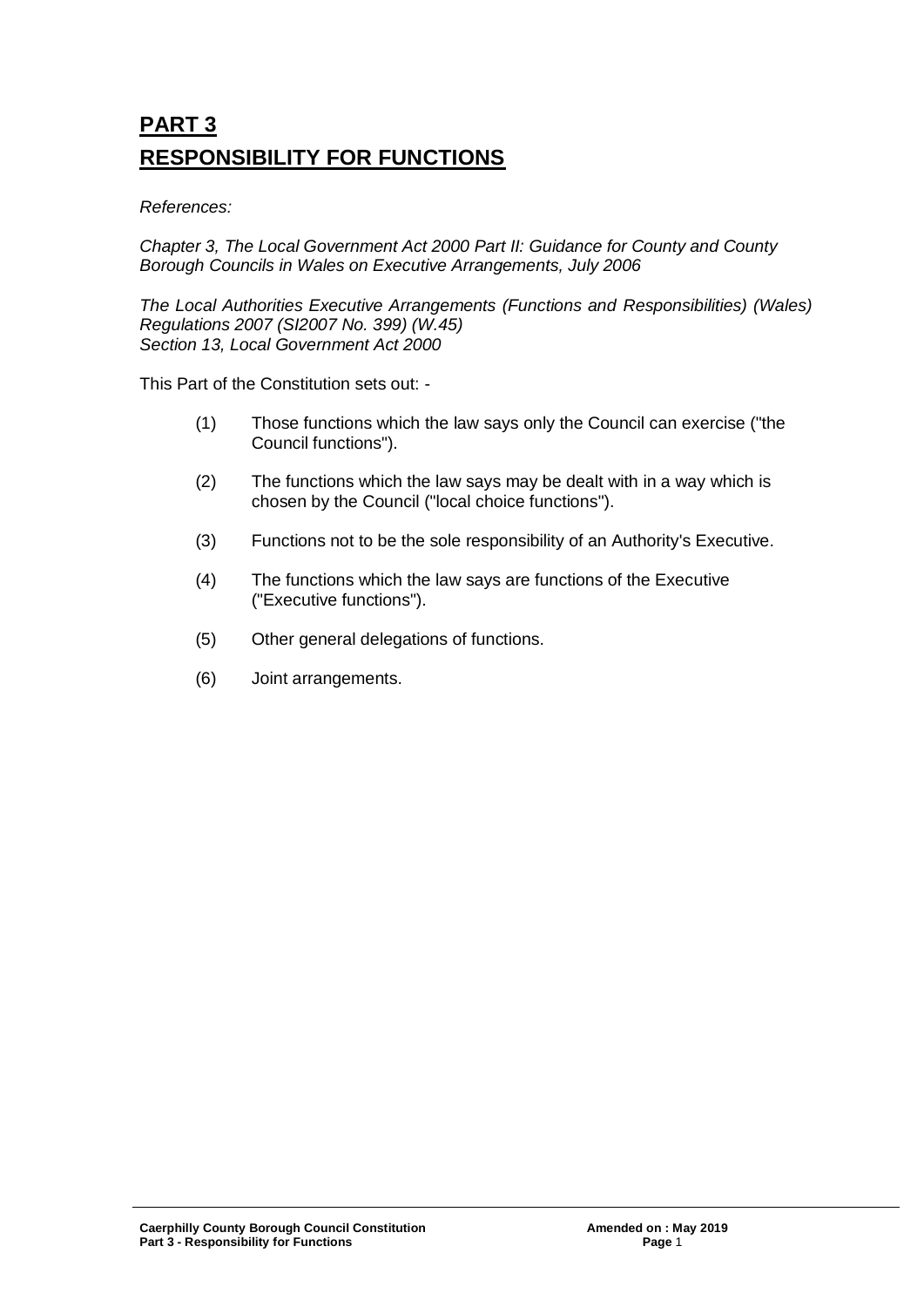# PART 3

# RESPONSIBILITY FOR FUNCTIONS

*References:*

*Chapter 3, The Local Government Act 2000 Part II: Guidance for County and County Borough Councils in Wales on Executive Arrangements, July 2006*

*The Local Authorities Executive Arrangements (Functions and Responsibilities) (Wales) Regulations 2007 (SI2007 No. 399) (W.45)*
*Section 13, Local Government Act 2000*

This Part of the Constitution sets out: -

(1) Those functions which the law says only the Council can exercise ("the Council functions").

(2) The functions which the law says may be dealt with in a way which is chosen by the Council ("local choice functions").

(3) Functions not to be the sole responsibility of an Authority's Executive.

(4) The functions which the law says are functions of the Executive ("Executive functions").

(5) Other general delegations of functions.

(6) Joint arrangements.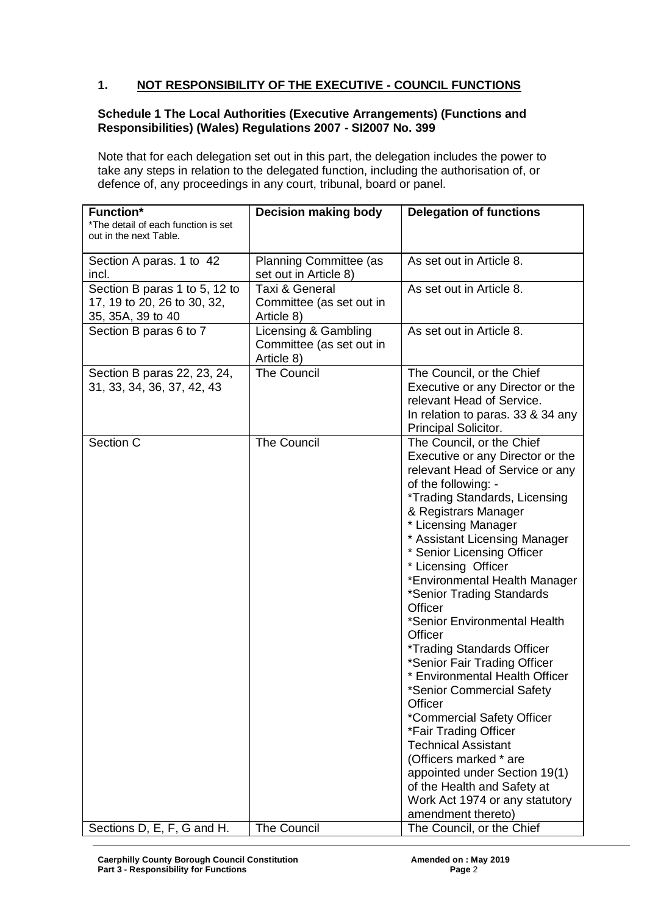## 1. NOT RESPONSIBILITY OF THE EXECUTIVE - COUNCIL FUNCTIONS

**Schedule 1 The Local Authorities (Executive Arrangements) (Functions and Responsibilities) (Wales) Regulations 2007 - SI2007 No. 399**

Note that for each delegation set out in this part, the delegation includes the power to take any steps in relation to the delegated function, including the authorisation of, or defence of, any proceedings in any court, tribunal, board or panel.

| **Function*** *The detail of each function is set out in the next Table. | **Decision making body** | **Delegation of functions** |
|---|---|---|
| Section A paras. 1 to 42 incl. | Planning Committee (as set out in Article 8) | As set out in Article 8. |
| Section B paras 1 to 5, 12 to 17, 19 to 20, 26 to 30, 32, 35, 35A, 39 to 40 | Taxi & General Committee (as set out in Article 8) | As set out in Article 8. |
| Section B paras 6 to 7 | Licensing & Gambling Committee (as set out in Article 8) | As set out in Article 8. |
| Section B paras 22, 23, 24, 31, 33, 34, 36, 37, 42, 43 | The Council | The Council, or the Chief Executive or any Director or the relevant Head of Service.<br>In relation to paras. 33 & 34 any Principal Solicitor. |
| Section C | The Council | The Council, or the Chief Executive or any Director or the relevant Head of Service or any of the following: -<br>*Trading Standards, Licensing & Registrars Manager<br>* Licensing Manager<br>* Assistant Licensing Manager<br>* Senior Licensing Officer<br>* Licensing Officer<br>*Environmental Health Manager<br>*Senior Trading Standards Officer<br>*Senior Environmental Health Officer<br>*Trading Standards Officer<br>*Senior Fair Trading Officer<br>* Environmental Health Officer<br>*Senior Commercial Safety Officer<br>*Commercial Safety Officer<br>*Fair Trading Officer<br>Technical Assistant<br>(Officers marked * are appointed under Section 19(1) of the Health and Safety at Work Act 1974 or any statutory amendment thereto) |
| Sections D, E, F, G and H. | The Council | The Council, or the Chief |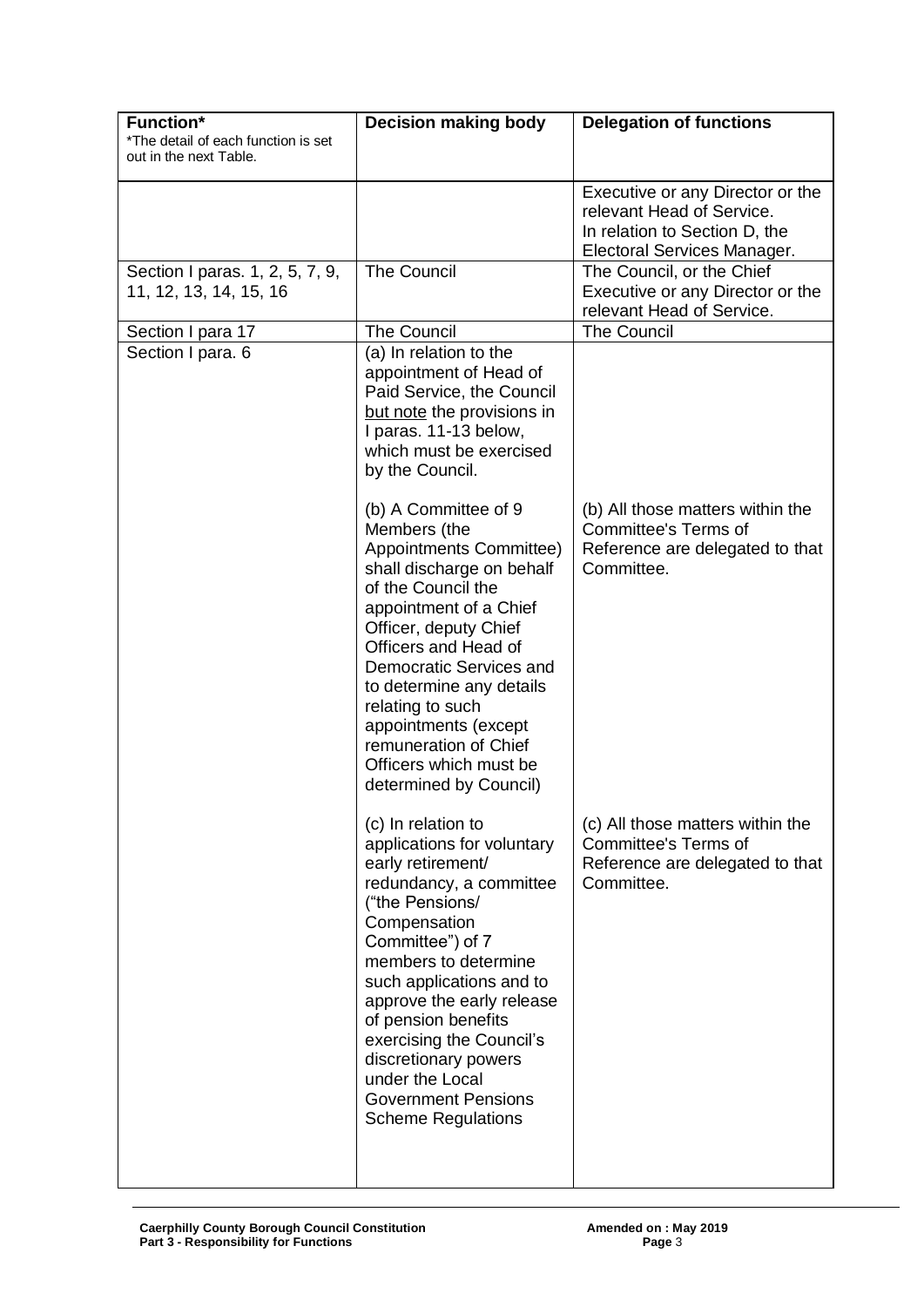| **Function***<br>*The detail of each function is set out in the next Table. | **Decision making body** | **Delegation of functions** |
|---|---|---|
| | | Executive or any Director or the relevant Head of Service.<br>In relation to Section D, the Electoral Services Manager. |
| Section I paras. 1, 2, 5, 7, 9, 11, 12, 13, 14, 15, 16 | The Council | The Council, or the Chief Executive or any Director or the relevant Head of Service. |
| Section I para 17 | The Council | The Council |
| Section I para. 6 | (a) In relation to the appointment of Head of Paid Service, the Council but note the provisions in I paras. 11-13 below, which must be exercised by the Council.<br><br>(b) A Committee of 9 Members (the Appointments Committee) shall discharge on behalf of the Council the appointment of a Chief Officer, deputy Chief Officers and Head of Democratic Services and to determine any details relating to such appointments (except remuneration of Chief Officers which must be determined by Council)<br><br>(c) In relation to applications for voluntary early retirement/ redundancy, a committee ("the Pensions/ Compensation Committee") of 7 members to determine such applications and to approve the early release of pension benefits exercising the Council's discretionary powers under the Local Government Pensions Scheme Regulations | <br><br><br><br><br><br><br>(b) All those matters within the Committee's Terms of Reference are delegated to that Committee.<br><br><br><br><br><br><br><br><br><br>(c) All those matters within the Committee's Terms of Reference are delegated to that Committee. |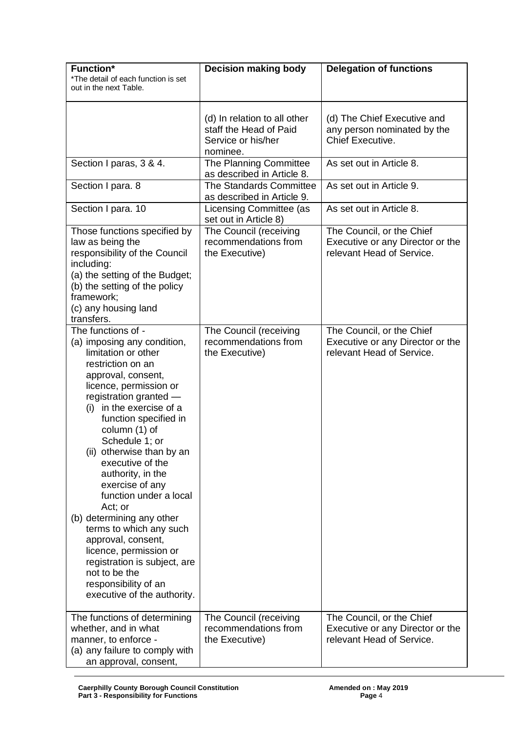| Function*<br>*The detail of each function is set out in the next Table. | Decision making body | Delegation of functions |
|---|---|---|
| | (d) In relation to all other staff the Head of Paid Service or his/her nominee. | (d) The Chief Executive and any person nominated by the Chief Executive. |
| Section I paras, 3 & 4. | The Planning Committee as described in Article 8. | As set out in Article 8. |
| Section I para. 8 | The Standards Committee as described in Article 9. | As set out in Article 9. |
| Section I para. 10 | Licensing Committee (as set out in Article 8) | As set out in Article 8. |
| Those functions specified by law as being the responsibility of the Council including:<br>(a) the setting of the Budget;<br>(b) the setting of the policy framework;<br>(c) any housing land transfers. | The Council (receiving recommendations from the Executive) | The Council, or the Chief Executive or any Director or the relevant Head of Service. |
| The functions of -<br>(a) imposing any condition, limitation or other restriction on an approval, consent, licence, permission or registration granted —<br>(i) in the exercise of a function specified in column (1) of Schedule 1; or<br>(ii) otherwise than by an executive of the authority, in the exercise of any function under a local Act; or<br>(b) determining any other terms to which any such approval, consent, licence, permission or registration is subject, are not to be the responsibility of an executive of the authority. | The Council (receiving recommendations from the Executive) | The Council, or the Chief Executive or any Director or the relevant Head of Service. |
| The functions of determining whether, and in what manner, to enforce -<br>(a) any failure to comply with an approval, consent, | The Council (receiving recommendations from the Executive) | The Council, or the Chief Executive or any Director or the relevant Head of Service. |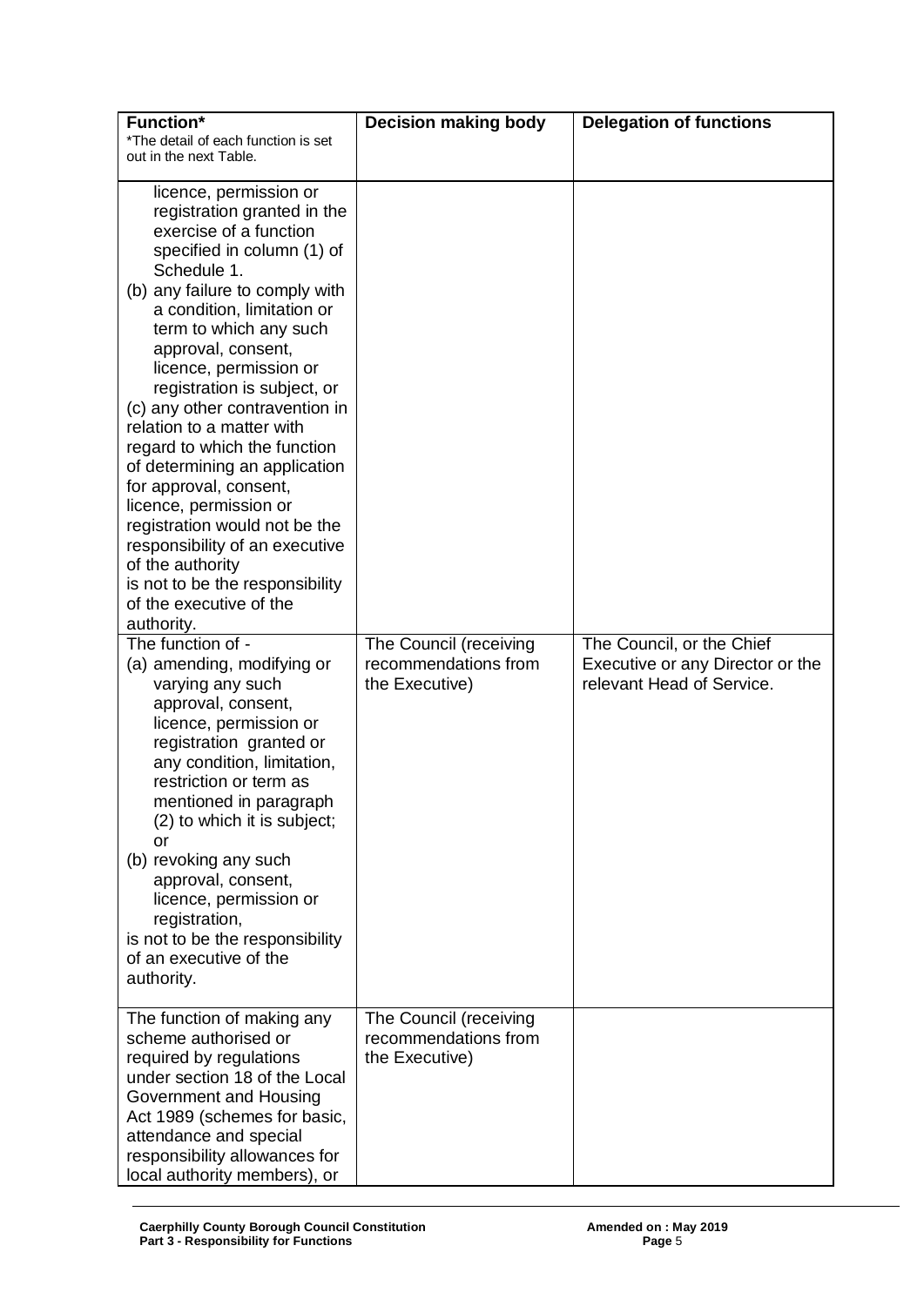| **Function*** <br> *The detail of each function is set out in the next Table. | **Decision making body** | **Delegation of functions** |
| --- | --- | --- |
| licence, permission or registration granted in the exercise of a function specified in column (1) of Schedule 1. <br> (b) any failure to comply with a condition, limitation or term to which any such approval, consent, licence, permission or registration is subject, or <br> (c) any other contravention in relation to a matter with regard to which the function of determining an application for approval, consent, licence, permission or registration would not be the responsibility of an executive of the authority <br> is not to be the responsibility of the executive of the authority. | | |
| The function of - <br> (a) amending, modifying or varying any such approval, consent, licence, permission or registration granted or any condition, limitation, restriction or term as mentioned in paragraph (2) to which it is subject; or <br> (b) revoking any such approval, consent, licence, permission or registration, <br> is not to be the responsibility of an executive of the authority. | The Council (receiving recommendations from the Executive) | The Council, or the Chief Executive or any Director or the relevant Head of Service. |
| The function of making any scheme authorised or required by regulations under section 18 of the Local Government and Housing Act 1989 (schemes for basic, attendance and special responsibility allowances for local authority members), or | The Council (receiving recommendations from the Executive) | |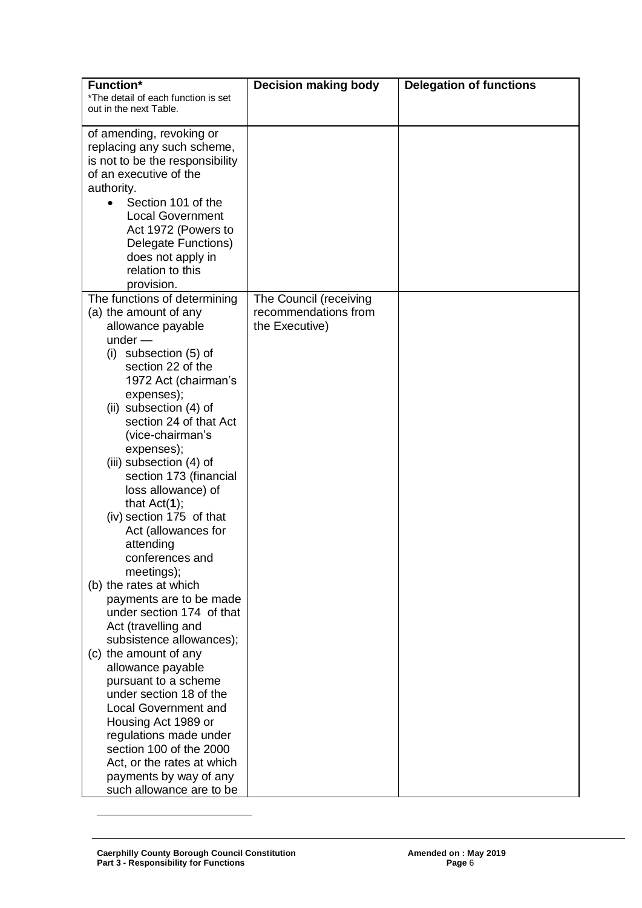| **Function***<br>*The detail of each function is set out in the next Table. | **Decision making body** | **Delegation of functions** |
|---|---|---|
| of amending, revoking or replacing any such scheme, is not to be the responsibility of an executive of the authority.<br>• Section 101 of the Local Government Act 1972 (Powers to Delegate Functions) does not apply in relation to this provision. | | |
| The functions of determining<br>(a) the amount of any allowance payable under —<br>(i) subsection (5) of section 22 of the 1972 Act (chairman's expenses);<br>(ii) subsection (4) of section 24 of that Act (vice-chairman's expenses);<br>(iii) subsection (4) of section 173 (financial loss allowance) of that Act(**1**);<br>(iv) section 175 of that Act (allowances for attending conferences and meetings);<br>(b) the rates at which payments are to be made under section 174 of that Act (travelling and subsistence allowances);<br>(c) the amount of any allowance payable pursuant to a scheme under section 18 of the Local Government and Housing Act 1989 or regulations made under section 100 of the 2000 Act, or the rates at which payments by way of any such allowance are to be | The Council (receiving recommendations from the Executive) | |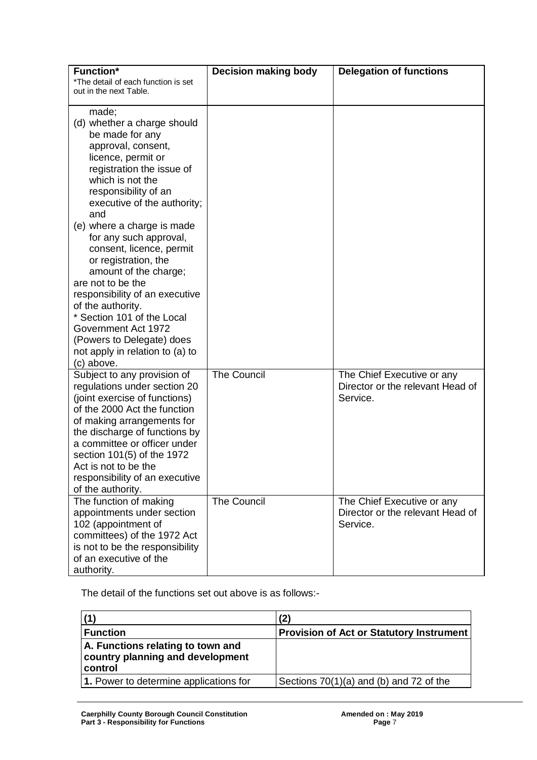| Function* <br> *The detail of each function is set out in the next Table. | Decision making body | Delegation of functions |
|---|---|---|
| made; <br> (d) whether a charge should be made for any approval, consent, licence, permit or registration the issue of which is not the responsibility of an executive of the authority; and <br> (e) where a charge is made for any such approval, consent, licence, permit or registration, the amount of the charge; <br> are not to be the responsibility of an executive of the authority. <br> * Section 101 of the Local Government Act 1972 (Powers to Delegate) does not apply in relation to (a) to (c) above. | | |
| Subject to any provision of regulations under section 20 (joint exercise of functions) of the 2000 Act the function of making arrangements for the discharge of functions by a committee or officer under section 101(5) of the 1972 Act is not to be the responsibility of an executive of the authority. | The Council | The Chief Executive or any Director or the relevant Head of Service. |
| The function of making appointments under section 102 (appointment of committees) of the 1972 Act is not to be the responsibility of an executive of the authority. | The Council | The Chief Executive or any Director or the relevant Head of Service. |

The detail of the functions set out above is as follows:-

| (1) | (2) |
|---|---|
| **Function** | **Provision of Act or Statutory Instrument** |
| **A. Functions relating to town and country planning and development control** | |
| **1.** Power to determine applications for | Sections 70(1)(a) and (b) and 72 of the |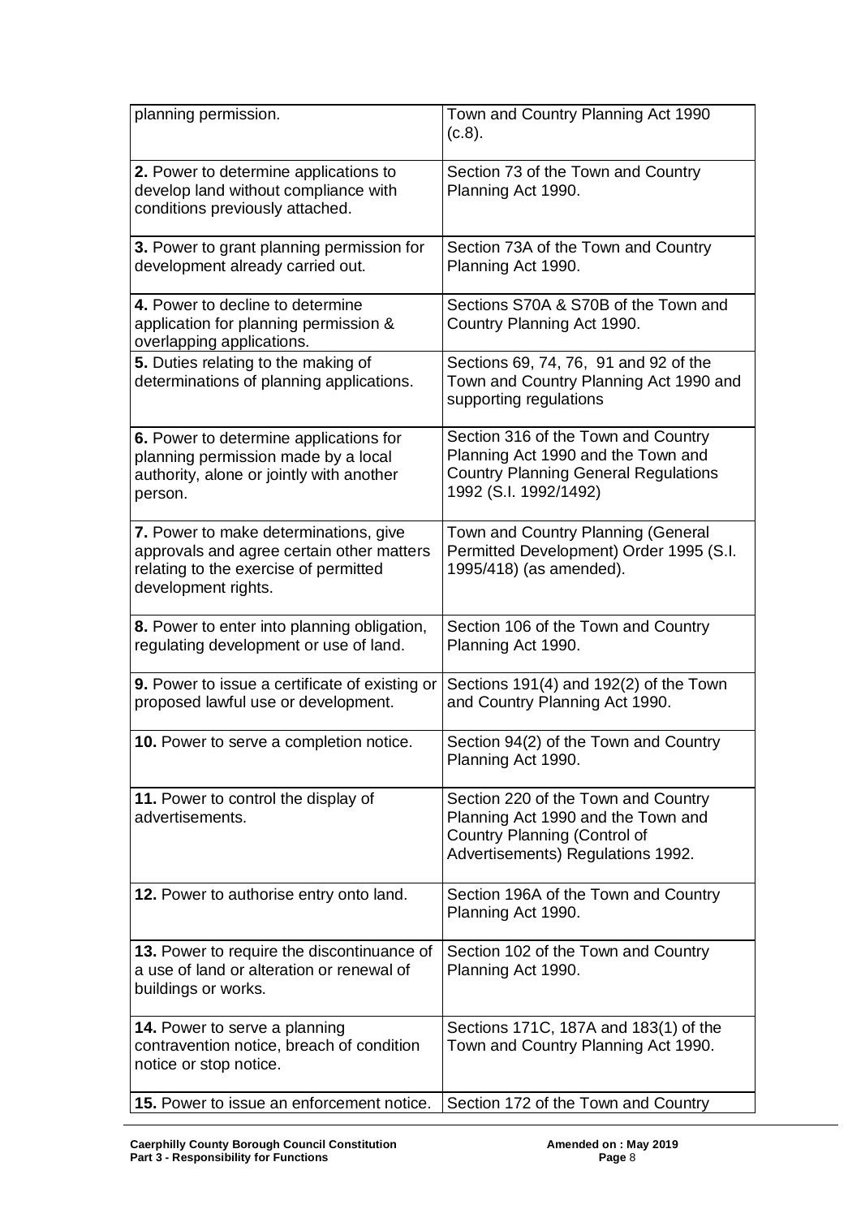| | |
|---|---|
| planning permission. | Town and Country Planning Act 1990 (c.8). |
| **2.** Power to determine applications to develop land without compliance with conditions previously attached. | Section 73 of the Town and Country Planning Act 1990. |
| **3.** Power to grant planning permission for development already carried out. | Section 73A of the Town and Country Planning Act 1990. |
| **4.** Power to decline to determine application for planning permission & overlapping applications. | Sections S70A & S70B of the Town and Country Planning Act 1990. |
| **5.** Duties relating to the making of determinations of planning applications. | Sections 69, 74, 76, 91 and 92 of the Town and Country Planning Act 1990 and supporting regulations |
| **6.** Power to determine applications for planning permission made by a local authority, alone or jointly with another person. | Section 316 of the Town and Country Planning Act 1990 and the Town and Country Planning General Regulations 1992 (S.I. 1992/1492) |
| **7.** Power to make determinations, give approvals and agree certain other matters relating to the exercise of permitted development rights. | Town and Country Planning (General Permitted Development) Order 1995 (S.I. 1995/418) (as amended). |
| **8.** Power to enter into planning obligation, regulating development or use of land. | Section 106 of the Town and Country Planning Act 1990. |
| **9.** Power to issue a certificate of existing or proposed lawful use or development. | Sections 191(4) and 192(2) of the Town and Country Planning Act 1990. |
| **10.** Power to serve a completion notice. | Section 94(2) of the Town and Country Planning Act 1990. |
| **11.** Power to control the display of advertisements. | Section 220 of the Town and Country Planning Act 1990 and the Town and Country Planning (Control of Advertisements) Regulations 1992. |
| **12.** Power to authorise entry onto land. | Section 196A of the Town and Country Planning Act 1990. |
| **13.** Power to require the discontinuance of a use of land or alteration or renewal of buildings or works. | Section 102 of the Town and Country Planning Act 1990. |
| **14.** Power to serve a planning contravention notice, breach of condition notice or stop notice. | Sections 171C, 187A and 183(1) of the Town and Country Planning Act 1990. |
| **15.** Power to issue an enforcement notice. | Section 172 of the Town and Country |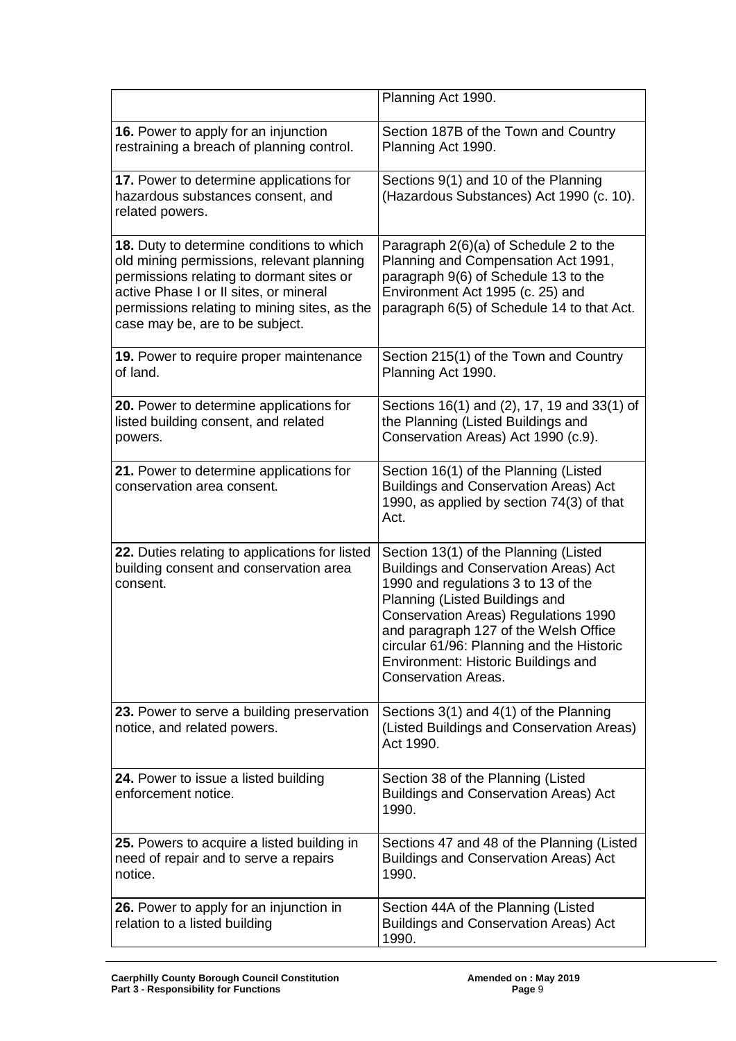| | |
|---|---|
| | Planning Act 1990. |
| **16.** Power to apply for an injunction restraining a breach of planning control. | Section 187B of the Town and Country Planning Act 1990. |
| **17.** Power to determine applications for hazardous substances consent, and related powers. | Sections 9(1) and 10 of the Planning (Hazardous Substances) Act 1990 (c. 10). |
| **18.** Duty to determine conditions to which old mining permissions, relevant planning permissions relating to dormant sites or active Phase I or II sites, or mineral permissions relating to mining sites, as the case may be, are to be subject. | Paragraph 2(6)(a) of Schedule 2 to the Planning and Compensation Act 1991, paragraph 9(6) of Schedule 13 to the Environment Act 1995 (c. 25) and paragraph 6(5) of Schedule 14 to that Act. |
| **19.** Power to require proper maintenance of land. | Section 215(1) of the Town and Country Planning Act 1990. |
| **20.** Power to determine applications for listed building consent, and related powers. | Sections 16(1) and (2), 17, 19 and 33(1) of the Planning (Listed Buildings and Conservation Areas) Act 1990 (c.9). |
| **21.** Power to determine applications for conservation area consent. | Section 16(1) of the Planning (Listed Buildings and Conservation Areas) Act 1990, as applied by section 74(3) of that Act. |
| **22.** Duties relating to applications for listed building consent and conservation area consent. | Section 13(1) of the Planning (Listed Buildings and Conservation Areas) Act 1990 and regulations 3 to 13 of the Planning (Listed Buildings and Conservation Areas) Regulations 1990 and paragraph 127 of the Welsh Office circular 61/96: Planning and the Historic Environment: Historic Buildings and Conservation Areas. |
| **23.** Power to serve a building preservation notice, and related powers. | Sections 3(1) and 4(1) of the Planning (Listed Buildings and Conservation Areas) Act 1990. |
| **24.** Power to issue a listed building enforcement notice. | Section 38 of the Planning (Listed Buildings and Conservation Areas) Act 1990. |
| **25.** Powers to acquire a listed building in need of repair and to serve a repairs notice. | Sections 47 and 48 of the Planning (Listed Buildings and Conservation Areas) Act 1990. |
| **26.** Power to apply for an injunction in relation to a listed building | Section 44A of the Planning (Listed Buildings and Conservation Areas) Act 1990. |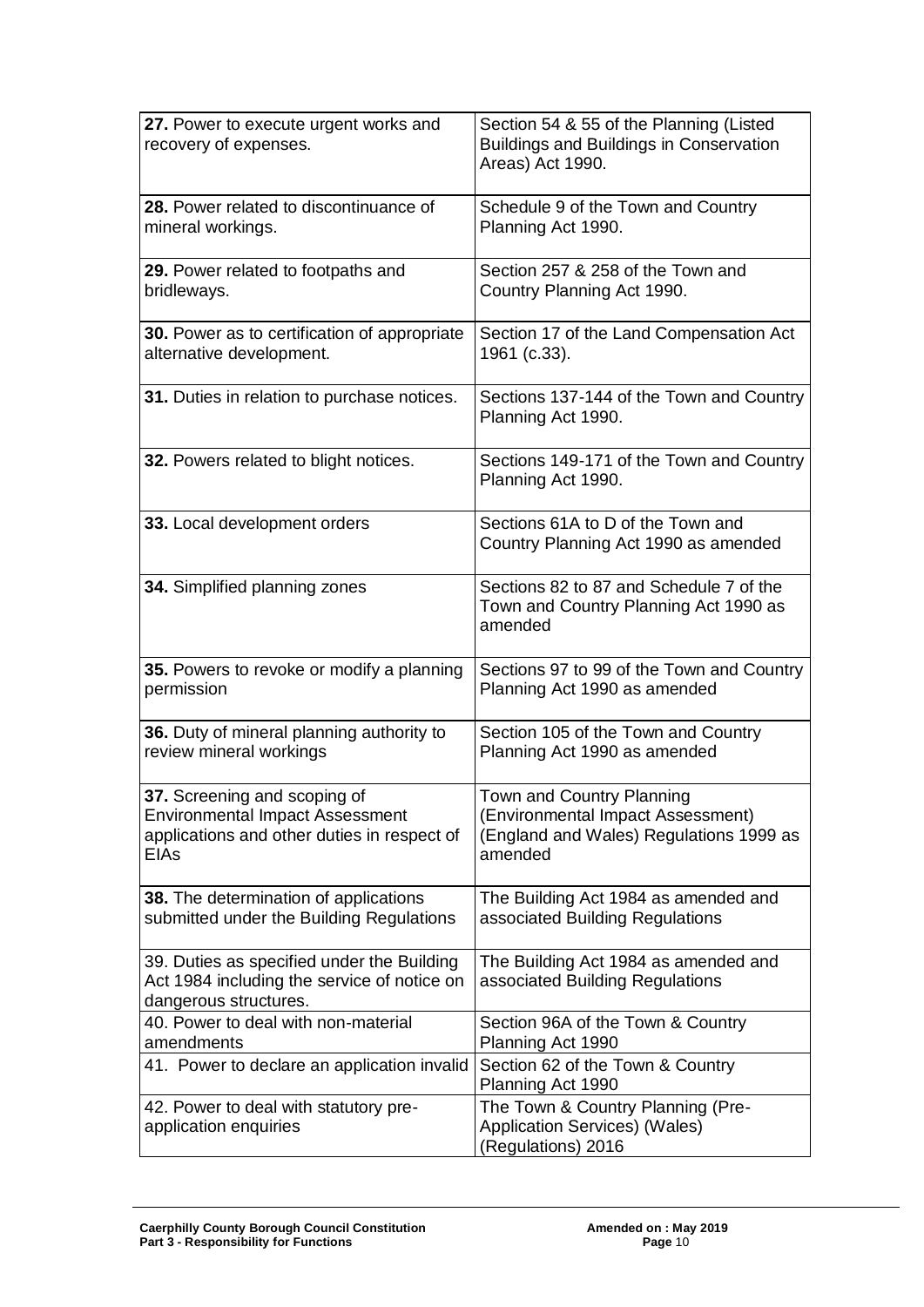| | |
|---|---|
| **27.** Power to execute urgent works and recovery of expenses. | Section 54 & 55 of the Planning (Listed Buildings and Buildings in Conservation Areas) Act 1990. |
| **28.** Power related to discontinuance of mineral workings. | Schedule 9 of the Town and Country Planning Act 1990. |
| **29.** Power related to footpaths and bridleways. | Section 257 & 258 of the Town and Country Planning Act 1990. |
| **30.** Power as to certification of appropriate alternative development. | Section 17 of the Land Compensation Act 1961 (c.33). |
| **31.** Duties in relation to purchase notices. | Sections 137-144 of the Town and Country Planning Act 1990. |
| **32.** Powers related to blight notices. | Sections 149-171 of the Town and Country Planning Act 1990. |
| **33.** Local development orders | Sections 61A to D of the Town and Country Planning Act 1990 as amended |
| **34.** Simplified planning zones | Sections 82 to 87 and Schedule 7 of the Town and Country Planning Act 1990 as amended |
| **35.** Powers to revoke or modify a planning permission | Sections 97 to 99 of the Town and Country Planning Act 1990 as amended |
| **36.** Duty of mineral planning authority to review mineral workings | Section 105 of the Town and Country Planning Act 1990 as amended |
| **37.** Screening and scoping of Environmental Impact Assessment applications and other duties in respect of EIAs | Town and Country Planning (Environmental Impact Assessment) (England and Wales) Regulations 1999 as amended |
| **38.** The determination of applications submitted under the Building Regulations | The Building Act 1984 as amended and associated Building Regulations |
| 39. Duties as specified under the Building Act 1984 including the service of notice on dangerous structures. | The Building Act 1984 as amended and associated Building Regulations |
| 40. Power to deal with non-material amendments | Section 96A of the Town & Country Planning Act 1990 |
| 41. Power to declare an application invalid | Section 62 of the Town & Country Planning Act 1990 |
| 42. Power to deal with statutory pre-application enquiries | The Town & Country Planning (Pre-Application Services) (Wales) (Regulations) 2016 |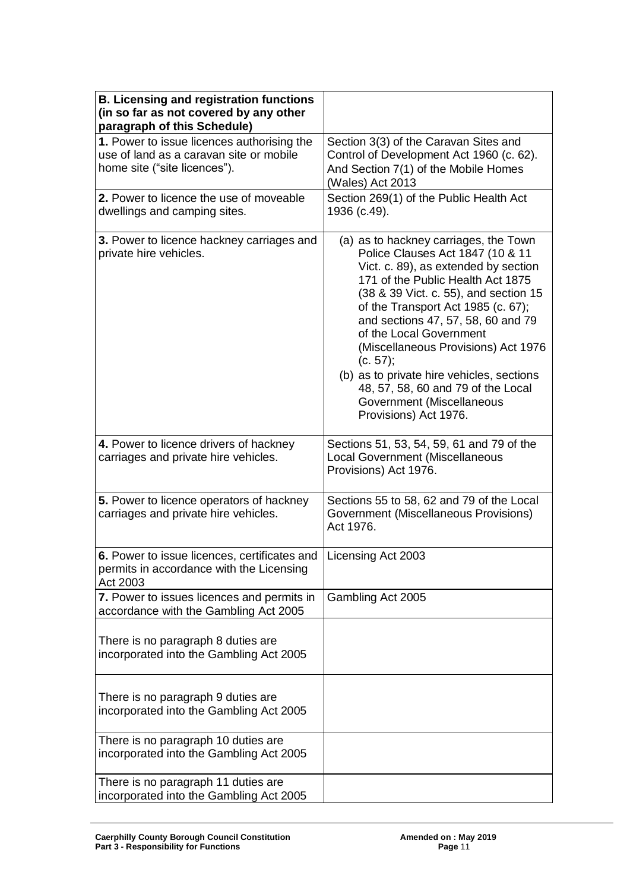| **B. Licensing and registration functions (in so far as not covered by any other paragraph of this Schedule)** | |
|---|---|
| **1.** Power to issue licences authorising the use of land as a caravan site or mobile home site ("site licences"). | Section 3(3) of the Caravan Sites and Control of Development Act 1960 (c. 62). And Section 7(1) of the Mobile Homes (Wales) Act 2013 |
| **2.** Power to licence the use of moveable dwellings and camping sites. | Section 269(1) of the Public Health Act 1936 (c.49). |
| **3.** Power to licence hackney carriages and private hire vehicles. | (a) as to hackney carriages, the Town Police Clauses Act 1847 (10 & 11 Vict. c. 89), as extended by section 171 of the Public Health Act 1875 (38 & 39 Vict. c. 55), and section 15 of the Transport Act 1985 (c. 67); and sections 47, 57, 58, 60 and 79 of the Local Government (Miscellaneous Provisions) Act 1976 (c. 57); (b) as to private hire vehicles, sections 48, 57, 58, 60 and 79 of the Local Government (Miscellaneous Provisions) Act 1976. |
| **4.** Power to licence drivers of hackney carriages and private hire vehicles. | Sections 51, 53, 54, 59, 61 and 79 of the Local Government (Miscellaneous Provisions) Act 1976. |
| **5.** Power to licence operators of hackney carriages and private hire vehicles. | Sections 55 to 58, 62 and 79 of the Local Government (Miscellaneous Provisions) Act 1976. |
| **6.** Power to issue licences, certificates and permits in accordance with the Licensing Act 2003 | Licensing Act 2003 |
| **7.** Power to issues licences and permits in accordance with the Gambling Act 2005 | Gambling Act 2005 |
| There is no paragraph 8 duties are incorporated into the Gambling Act 2005 | |
| There is no paragraph 9 duties are incorporated into the Gambling Act 2005 | |
| There is no paragraph 10 duties are incorporated into the Gambling Act 2005 | |
| There is no paragraph 11 duties are incorporated into the Gambling Act 2005 | |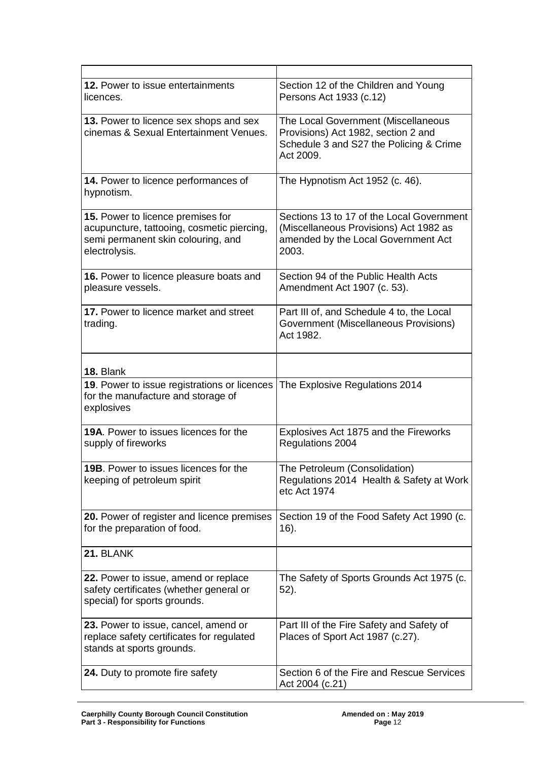| | |
|---|---|
| **12.** Power to issue entertainments licences. | Section 12 of the Children and Young Persons Act 1933 (c.12) |
| **13.** Power to licence sex shops and sex cinemas & Sexual Entertainment Venues. | The Local Government (Miscellaneous Provisions) Act 1982, section 2 and Schedule 3 and S27 the Policing & Crime Act 2009. |
| **14.** Power to licence performances of hypnotism. | The Hypnotism Act 1952 (c. 46). |
| **15.** Power to licence premises for acupuncture, tattooing, cosmetic piercing, semi permanent skin colouring, and electrolysis. | Sections 13 to 17 of the Local Government (Miscellaneous Provisions) Act 1982 as amended by the Local Government Act 2003. |
| **16.** Power to licence pleasure boats and pleasure vessels. | Section 94 of the Public Health Acts Amendment Act 1907 (c. 53). |
| **17.** Power to licence market and street trading. | Part III of, and Schedule 4 to, the Local Government (Miscellaneous Provisions) Act 1982. |
| **18.** Blank | |
| **19**. Power to issue registrations or licences for the manufacture and storage of explosives | The Explosive Regulations 2014 |
| **19A**. Power to issues licences for the supply of fireworks | Explosives Act 1875 and the Fireworks Regulations 2004 |
| **19B**. Power to issues licences for the keeping of petroleum spirit | The Petroleum (Consolidation) Regulations 2014 Health & Safety at Work etc Act 1974 |
| **20.** Power of register and licence premises for the preparation of food. | Section 19 of the Food Safety Act 1990 (c. 16). |
| **21.** BLANK | |
| **22.** Power to issue, amend or replace safety certificates (whether general or special) for sports grounds. | The Safety of Sports Grounds Act 1975 (c. 52). |
| **23.** Power to issue, cancel, amend or replace safety certificates for regulated stands at sports grounds. | Part III of the Fire Safety and Safety of Places of Sport Act 1987 (c.27). |
| **24.** Duty to promote fire safety | Section 6 of the Fire and Rescue Services Act 2004 (c.21) |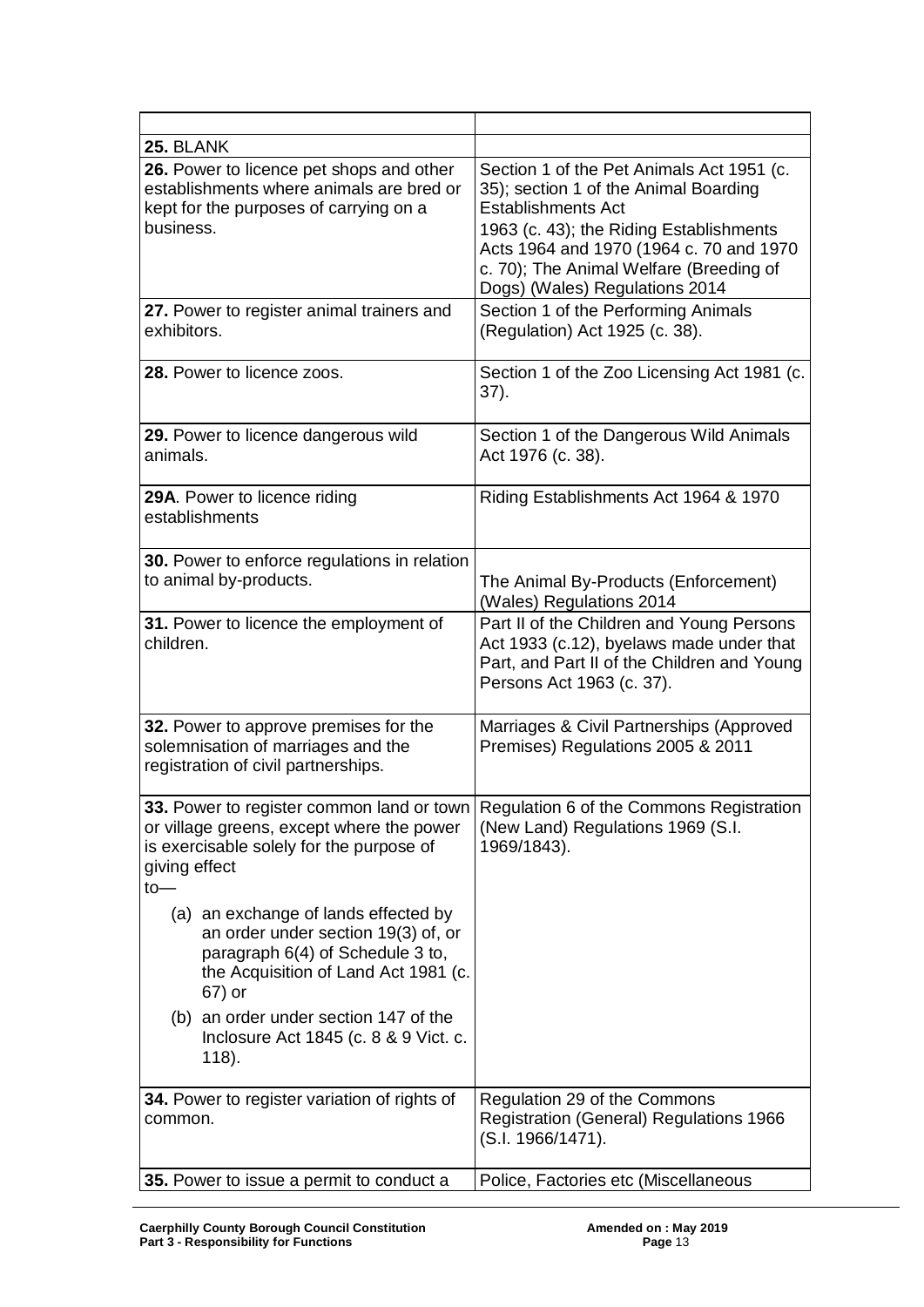| | |
|---|---|
| **25.** BLANK | |
| **26.** Power to licence pet shops and other establishments where animals are bred or kept for the purposes of carrying on a business. | Section 1 of the Pet Animals Act 1951 (c. 35); section 1 of the Animal Boarding Establishments Act 1963 (c. 43); the Riding Establishments Acts 1964 and 1970 (1964 c. 70 and 1970 c. 70); The Animal Welfare (Breeding of Dogs) (Wales) Regulations 2014 |
| **27.** Power to register animal trainers and exhibitors. | Section 1 of the Performing Animals (Regulation) Act 1925 (c. 38). |
| **28.** Power to licence zoos. | Section 1 of the Zoo Licensing Act 1981 (c. 37). |
| **29.** Power to licence dangerous wild animals. | Section 1 of the Dangerous Wild Animals Act 1976 (c. 38). |
| **29A**. Power to licence riding establishments | Riding Establishments Act 1964 & 1970 |
| **30.** Power to enforce regulations in relation to animal by-products. | The Animal By-Products (Enforcement) (Wales) Regulations 2014 |
| **31.** Power to licence the employment of children. | Part II of the Children and Young Persons Act 1933 (c.12), byelaws made under that Part, and Part II of the Children and Young Persons Act 1963 (c. 37). |
| **32.** Power to approve premises for the solemnisation of marriages and the registration of civil partnerships. | Marriages & Civil Partnerships (Approved Premises) Regulations 2005 & 2011 |
| **33.** Power to register common land or town or village greens, except where the power is exercisable solely for the purpose of giving effect to— (a) an exchange of lands effected by an order under section 19(3) of, or paragraph 6(4) of Schedule 3 to, the Acquisition of Land Act 1981 (c. 67) or (b) an order under section 147 of the Inclosure Act 1845 (c. 8 & 9 Vict. c. 118). | Regulation 6 of the Commons Registration (New Land) Regulations 1969 (S.I. 1969/1843). |
| **34.** Power to register variation of rights of common. | Regulation 29 of the Commons Registration (General) Regulations 1966 (S.I. 1966/1471). |
| **35.** Power to issue a permit to conduct a | Police, Factories etc (Miscellaneous |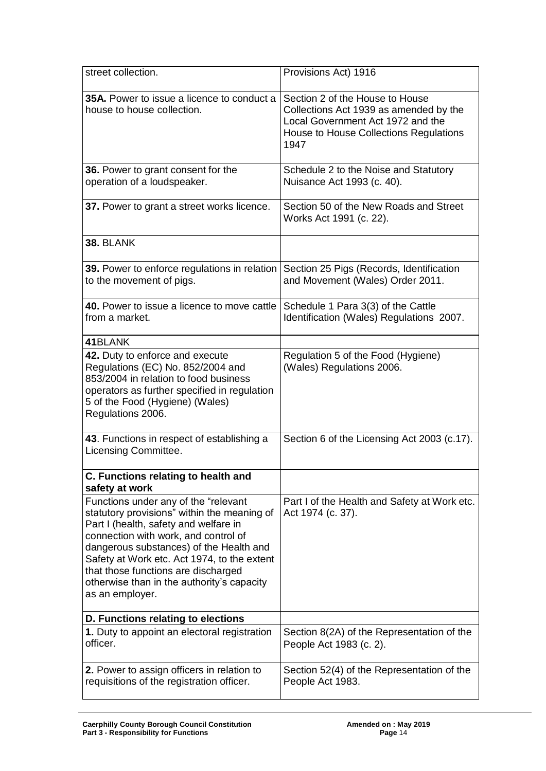| | |
|---|---|
| street collection. | Provisions Act) 1916 |
| **35A.** Power to issue a licence to conduct a house to house collection. | Section 2 of the House to House Collections Act 1939 as amended by the Local Government Act 1972 and the House to House Collections Regulations 1947 |
| **36.** Power to grant consent for the operation of a loudspeaker. | Schedule 2 to the Noise and Statutory Nuisance Act 1993 (c. 40). |
| **37.** Power to grant a street works licence. | Section 50 of the New Roads and Street Works Act 1991 (c. 22). |
| **38.** BLANK | |
| **39.** Power to enforce regulations in relation to the movement of pigs. | Section 25 Pigs (Records, Identification and Movement (Wales) Order 2011. |
| **40.** Power to issue a licence to move cattle from a market. | Schedule 1 Para 3(3) of the Cattle Identification (Wales) Regulations 2007. |
| **41**BLANK | |
| **42.** Duty to enforce and execute Regulations (EC) No. 852/2004 and 853/2004 in relation to food business operators as further specified in regulation 5 of the Food (Hygiene) (Wales) Regulations 2006. | Regulation 5 of the Food (Hygiene) (Wales) Regulations 2006. |
| **43**. Functions in respect of establishing a Licensing Committee. | Section 6 of the Licensing Act 2003 (c.17). |
| **C. Functions relating to health and safety at work** | |
| Functions under any of the "relevant statutory provisions" within the meaning of Part I (health, safety and welfare in connection with work, and control of dangerous substances) of the Health and Safety at Work etc. Act 1974, to the extent that those functions are discharged otherwise than in the authority's capacity as an employer. | Part I of the Health and Safety at Work etc. Act 1974 (c. 37). |
| **D. Functions relating to elections** | |
| **1.** Duty to appoint an electoral registration officer. | Section 8(2A) of the Representation of the People Act 1983 (c. 2). |
| **2.** Power to assign officers in relation to requisitions of the registration officer. | Section 52(4) of the Representation of the People Act 1983. |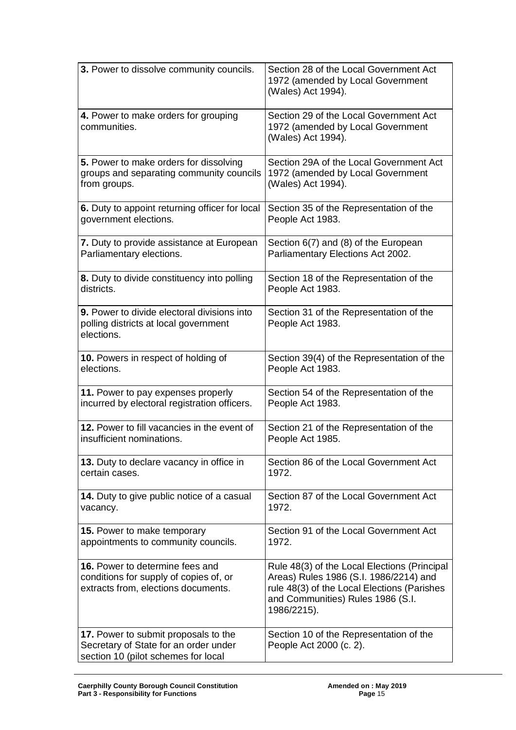| | |
|---|---|
| **3.** Power to dissolve community councils. | Section 28 of the Local Government Act 1972 (amended by Local Government (Wales) Act 1994). |
| **4.** Power to make orders for grouping communities. | Section 29 of the Local Government Act 1972 (amended by Local Government (Wales) Act 1994). |
| **5.** Power to make orders for dissolving groups and separating community councils from groups. | Section 29A of the Local Government Act 1972 (amended by Local Government (Wales) Act 1994). |
| **6.** Duty to appoint returning officer for local government elections. | Section 35 of the Representation of the People Act 1983. |
| **7.** Duty to provide assistance at European Parliamentary elections. | Section 6(7) and (8) of the European Parliamentary Elections Act 2002. |
| **8.** Duty to divide constituency into polling districts. | Section 18 of the Representation of the People Act 1983. |
| **9.** Power to divide electoral divisions into polling districts at local government elections. | Section 31 of the Representation of the People Act 1983. |
| **10.** Powers in respect of holding of elections. | Section 39(4) of the Representation of the People Act 1983. |
| **11.** Power to pay expenses properly incurred by electoral registration officers. | Section 54 of the Representation of the People Act 1983. |
| **12.** Power to fill vacancies in the event of insufficient nominations. | Section 21 of the Representation of the People Act 1985. |
| **13.** Duty to declare vacancy in office in certain cases. | Section 86 of the Local Government Act 1972. |
| **14.** Duty to give public notice of a casual vacancy. | Section 87 of the Local Government Act 1972. |
| **15.** Power to make temporary appointments to community councils. | Section 91 of the Local Government Act 1972. |
| **16.** Power to determine fees and conditions for supply of copies of, or extracts from, elections documents. | Rule 48(3) of the Local Elections (Principal Areas) Rules 1986 (S.I. 1986/2214) and rule 48(3) of the Local Elections (Parishes and Communities) Rules 1986 (S.I. 1986/2215). |
| **17.** Power to submit proposals to the Secretary of State for an order under section 10 (pilot schemes for local | Section 10 of the Representation of the People Act 2000 (c. 2). |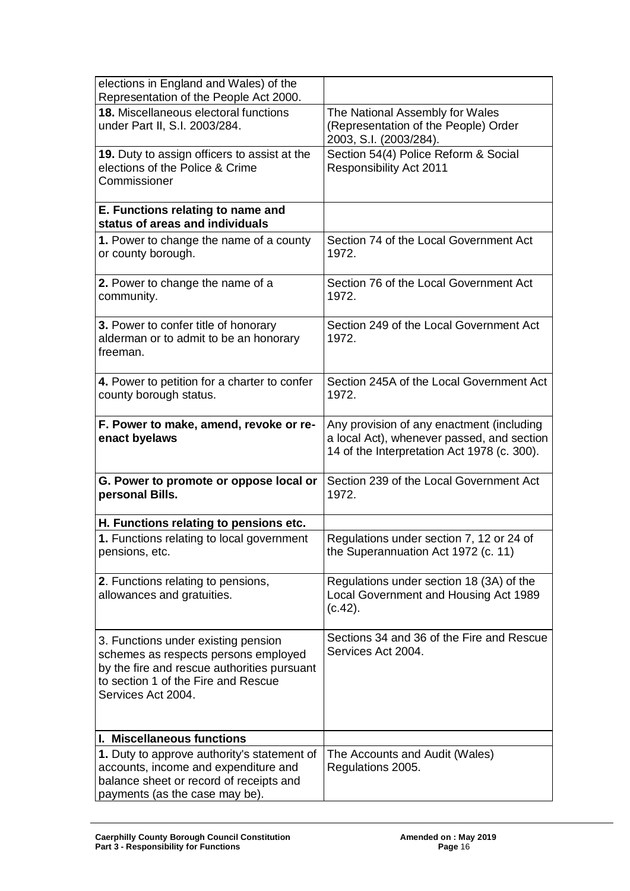| | |
|---|---|
| elections in England and Wales) of the Representation of the People Act 2000. | |
| **18.** Miscellaneous electoral functions under Part II, S.I. 2003/284. | The National Assembly for Wales (Representation of the People) Order 2003, S.I. (2003/284). |
| **19.** Duty to assign officers to assist at the elections of the Police & Crime Commissioner | Section 54(4) Police Reform & Social Responsibility Act 2011 |
| **E. Functions relating to name and status of areas and individuals** | |
| **1.** Power to change the name of a county or county borough. | Section 74 of the Local Government Act 1972. |
| **2.** Power to change the name of a community. | Section 76 of the Local Government Act 1972. |
| **3.** Power to confer title of honorary alderman or to admit to be an honorary freeman. | Section 249 of the Local Government Act 1972. |
| **4.** Power to petition for a charter to confer county borough status. | Section 245A of the Local Government Act 1972. |
| **F. Power to make, amend, revoke or re-enact byelaws** | Any provision of any enactment (including a local Act), whenever passed, and section 14 of the Interpretation Act 1978 (c. 300). |
| **G. Power to promote or oppose local or personal Bills.** | Section 239 of the Local Government Act 1972. |
| **H. Functions relating to pensions etc.** | |
| **1.** Functions relating to local government pensions, etc. | Regulations under section 7, 12 or 24 of the Superannuation Act 1972 (c. 11) |
| **2**. Functions relating to pensions, allowances and gratuities. | Regulations under section 18 (3A) of the Local Government and Housing Act 1989 (c.42). |
| 3. Functions under existing pension schemes as respects persons employed by the fire and rescue authorities pursuant to section 1 of the Fire and Rescue Services Act 2004. | Sections 34 and 36 of the Fire and Rescue Services Act 2004. |
| **I. Miscellaneous functions** | |
| **1.** Duty to approve authority's statement of accounts, income and expenditure and balance sheet or record of receipts and payments (as the case may be). | The Accounts and Audit (Wales) Regulations 2005. |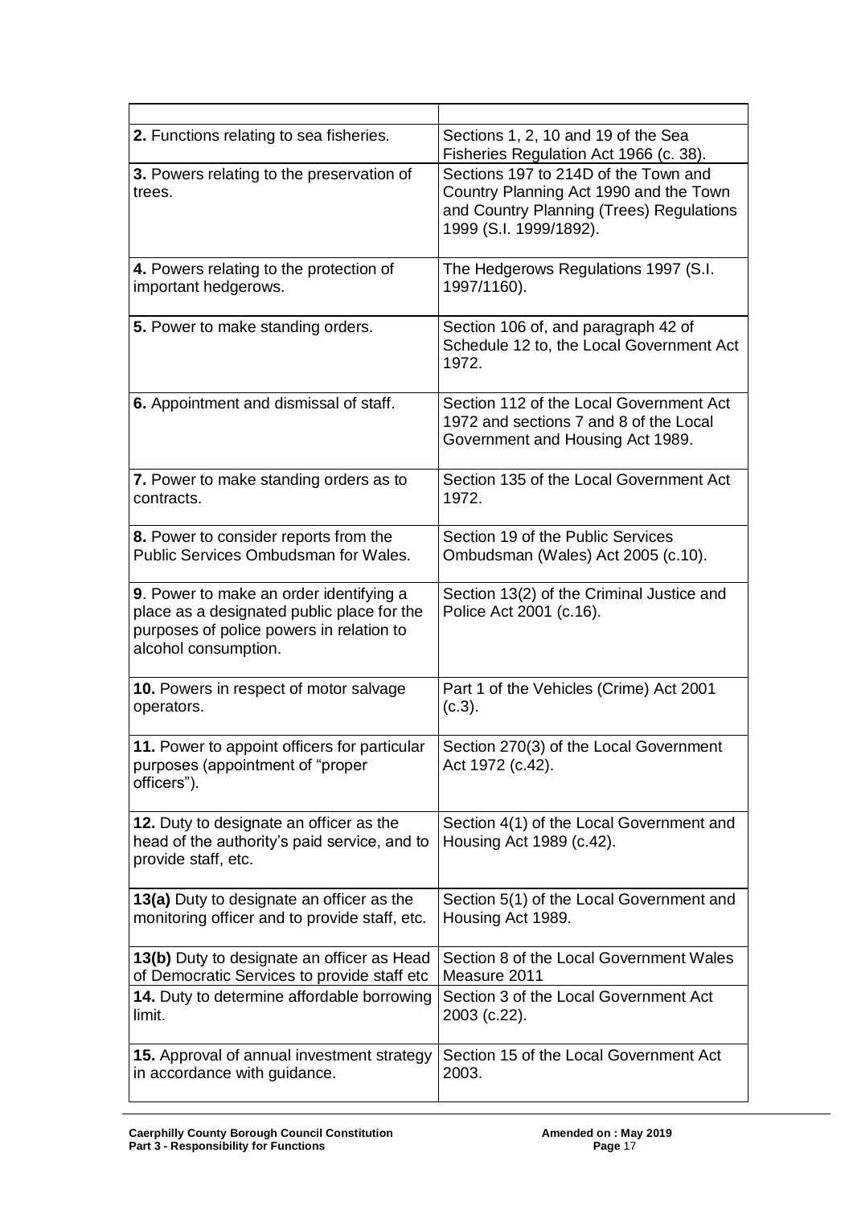| | |
|---|---|
| **2.** Functions relating to sea fisheries. | Sections 1, 2, 10 and 19 of the Sea Fisheries Regulation Act 1966 (c. 38). |
| **3.** Powers relating to the preservation of trees. | Sections 197 to 214D of the Town and Country Planning Act 1990 and the Town and Country Planning (Trees) Regulations 1999 (S.I. 1999/1892). |
| **4.** Powers relating to the protection of important hedgerows. | The Hedgerows Regulations 1997 (S.I. 1997/1160). |
| **5.** Power to make standing orders. | Section 106 of, and paragraph 42 of Schedule 12 to, the Local Government Act 1972. |
| **6.** Appointment and dismissal of staff. | Section 112 of the Local Government Act 1972 and sections 7 and 8 of the Local Government and Housing Act 1989. |
| **7.** Power to make standing orders as to contracts. | Section 135 of the Local Government Act 1972. |
| **8.** Power to consider reports from the Public Services Ombudsman for Wales. | Section 19 of the Public Services Ombudsman (Wales) Act 2005 (c.10). |
| **9**. Power to make an order identifying a place as a designated public place for the purposes of police powers in relation to alcohol consumption. | Section 13(2) of the Criminal Justice and Police Act 2001 (c.16). |
| **10.** Powers in respect of motor salvage operators. | Part 1 of the Vehicles (Crime) Act 2001 (c.3). |
| **11.** Power to appoint officers for particular purposes (appointment of "proper officers"). | Section 270(3) of the Local Government Act 1972 (c.42). |
| **12.** Duty to designate an officer as the head of the authority's paid service, and to provide staff, etc. | Section 4(1) of the Local Government and Housing Act 1989 (c.42). |
| **13(a)** Duty to designate an officer as the monitoring officer and to provide staff, etc. | Section 5(1) of the Local Government and Housing Act 1989. |
| **13(b)** Duty to designate an officer as Head of Democratic Services to provide staff etc | Section 8 of the Local Government Wales Measure 2011 |
| **14.** Duty to determine affordable borrowing limit. | Section 3 of the Local Government Act 2003 (c.22). |
| **15.** Approval of annual investment strategy in accordance with guidance. | Section 15 of the Local Government Act 2003. |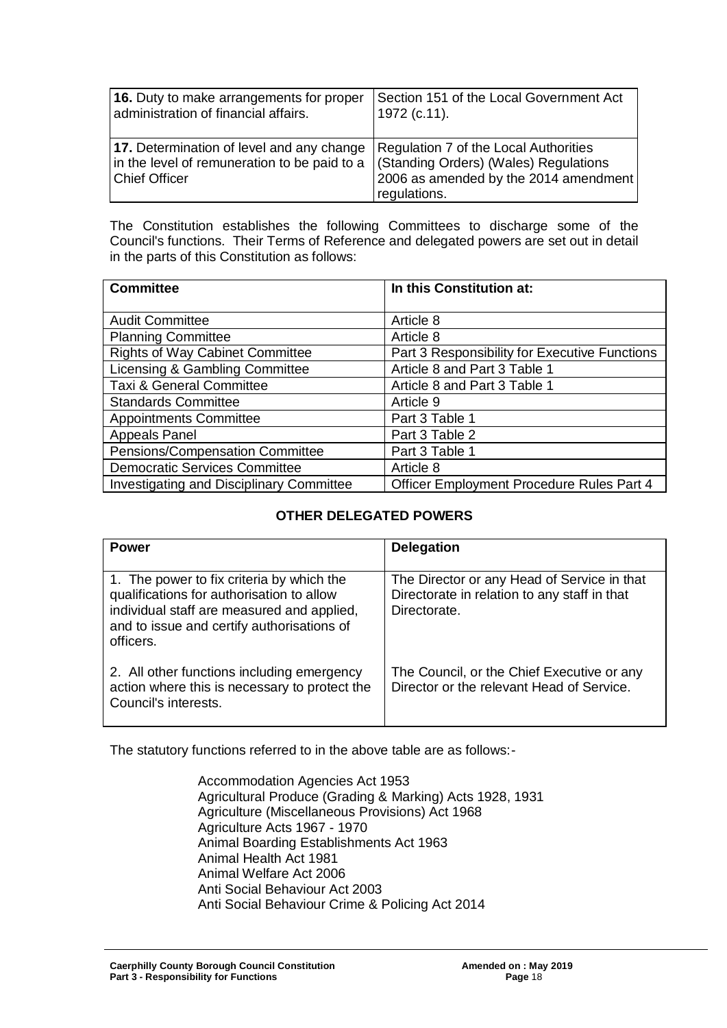| **16.** Duty to make arrangements for proper administration of financial affairs. | Section 151 of the Local Government Act 1972 (c.11). |
|---|---|
| **17.** Determination of level and any change in the level of remuneration to be paid to a Chief Officer | Regulation 7 of the Local Authorities (Standing Orders) (Wales) Regulations 2006 as amended by the 2014 amendment regulations. |

The Constitution establishes the following Committees to discharge some of the Council's functions. Their Terms of Reference and delegated powers are set out in detail in the parts of this Constitution as follows:

| **Committee** | **In this Constitution at:** |
|---|---|
| Audit Committee | Article 8 |
| Planning Committee | Article 8 |
| Rights of Way Cabinet Committee | Part 3 Responsibility for Executive Functions |
| Licensing & Gambling Committee | Article 8 and Part 3 Table 1 |
| Taxi & General Committee | Article 8 and Part 3 Table 1 |
| Standards Committee | Article 9 |
| Appointments Committee | Part 3 Table 1 |
| Appeals Panel | Part 3 Table 2 |
| Pensions/Compensation Committee | Part 3 Table 1 |
| Democratic Services Committee | Article 8 |
| Investigating and Disciplinary Committee | Officer Employment Procedure Rules Part 4 |

## OTHER DELEGATED POWERS

| **Power** | **Delegation** |
|---|---|
| 1. The power to fix criteria by which the qualifications for authorisation to allow individual staff are measured and applied, and to issue and certify authorisations of officers. | The Director or any Head of Service in that Directorate in relation to any staff in that Directorate. |
| 2. All other functions including emergency action where this is necessary to protect the Council's interests. | The Council, or the Chief Executive or any Director or the relevant Head of Service. |

The statutory functions referred to in the above table are as follows:-

Accommodation Agencies Act 1953
Agricultural Produce (Grading & Marking) Acts 1928, 1931
Agriculture (Miscellaneous Provisions) Act 1968
Agriculture Acts 1967 - 1970
Animal Boarding Establishments Act 1963
Animal Health Act 1981
Animal Welfare Act 2006
Anti Social Behaviour Act 2003
Anti Social Behaviour Crime & Policing Act 2014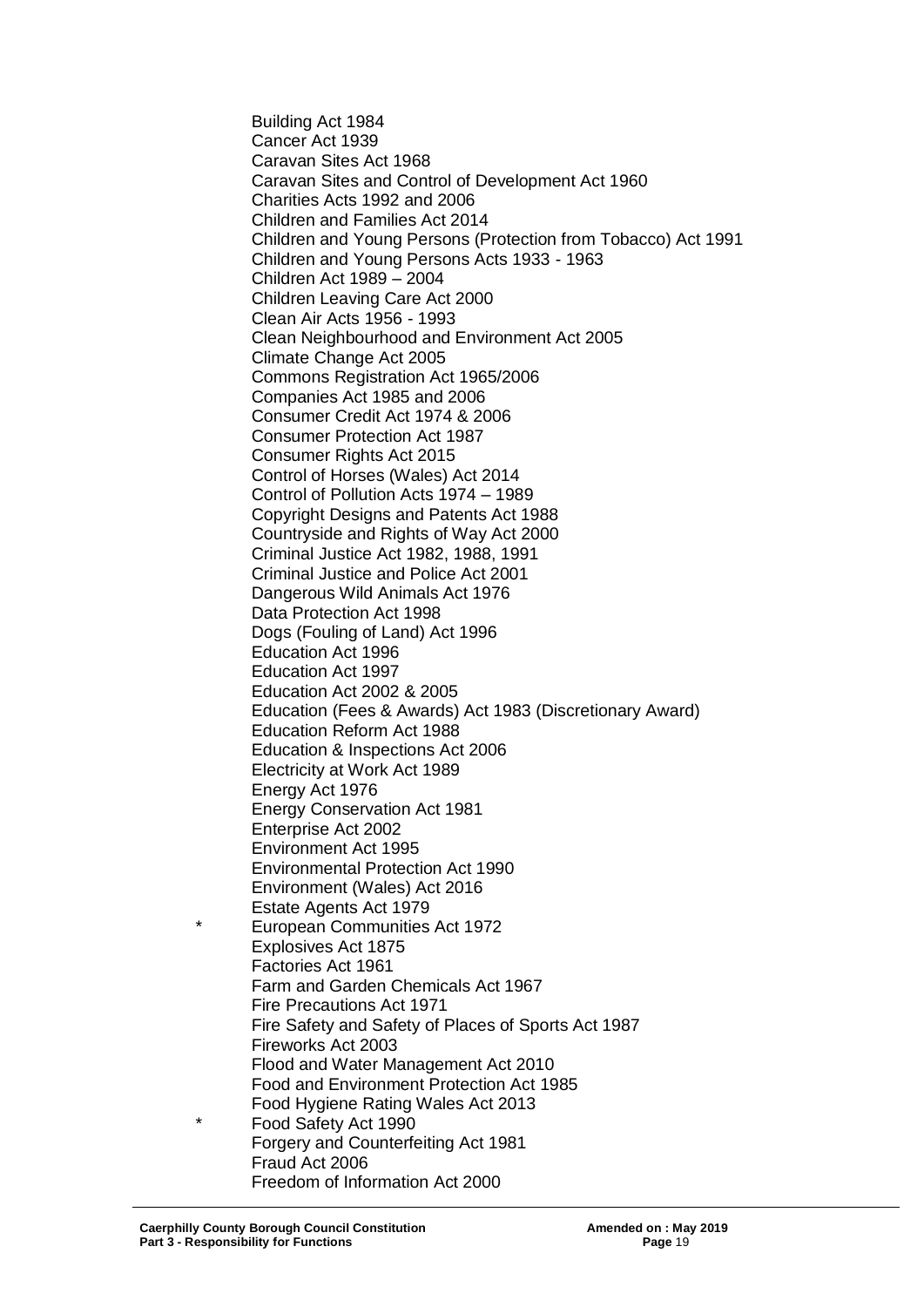Building Act 1984
Cancer Act 1939
Caravan Sites Act 1968
Caravan Sites and Control of Development Act 1960
Charities Acts 1992 and 2006
Children and Families Act 2014
Children and Young Persons (Protection from Tobacco) Act 1991
Children and Young Persons Acts 1933 - 1963
Children Act 1989 – 2004
Children Leaving Care Act 2000
Clean Air Acts 1956 - 1993
Clean Neighbourhood and Environment Act 2005
Climate Change Act 2005
Commons Registration Act 1965/2006
Companies Act 1985 and 2006
Consumer Credit Act 1974 & 2006
Consumer Protection Act 1987
Consumer Rights Act 2015
Control of Horses (Wales) Act 2014
Control of Pollution Acts 1974 – 1989
Copyright Designs and Patents Act 1988
Countryside and Rights of Way Act 2000
Criminal Justice Act 1982, 1988, 1991
Criminal Justice and Police Act 2001
Dangerous Wild Animals Act 1976
Data Protection Act 1998
Dogs (Fouling of Land) Act 1996
Education Act 1996
Education Act 1997
Education Act 2002 & 2005
Education (Fees & Awards) Act 1983 (Discretionary Award)
Education Reform Act 1988
Education & Inspections Act 2006
Electricity at Work Act 1989
Energy Act 1976
Energy Conservation Act 1981
Enterprise Act 2002
Environment Act 1995
Environmental Protection Act 1990
Environment (Wales) Act 2016
Estate Agents Act 1979
\* European Communities Act 1972
Explosives Act 1875
Factories Act 1961
Farm and Garden Chemicals Act 1967
Fire Precautions Act 1971
Fire Safety and Safety of Places of Sports Act 1987
Fireworks Act 2003
Flood and Water Management Act 2010
Food and Environment Protection Act 1985
Food Hygiene Rating Wales Act 2013
\* Food Safety Act 1990
Forgery and Counterfeiting Act 1981
Fraud Act 2006
Freedom of Information Act 2000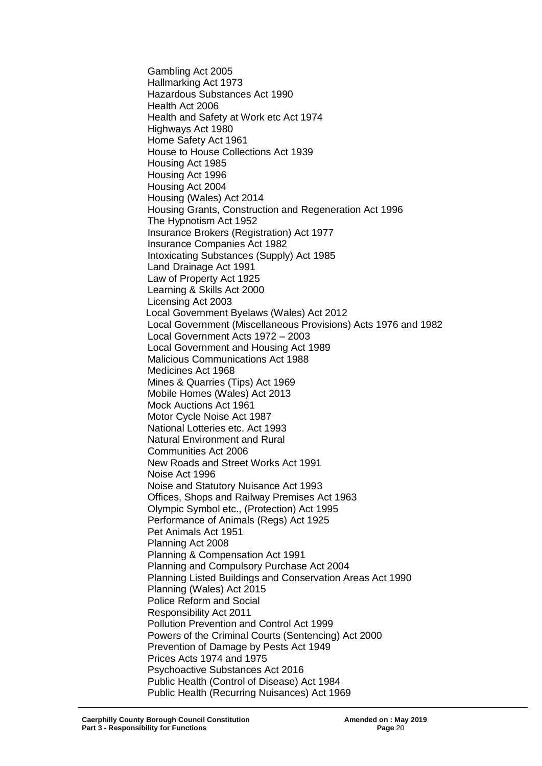Gambling Act 2005
Hallmarking Act 1973
Hazardous Substances Act 1990
Health Act 2006
Health and Safety at Work etc Act 1974
Highways Act 1980
Home Safety Act 1961
House to House Collections Act 1939
Housing Act 1985
Housing Act 1996
Housing Act 2004
Housing (Wales) Act 2014
Housing Grants, Construction and Regeneration Act 1996
The Hypnotism Act 1952
Insurance Brokers (Registration) Act 1977
Insurance Companies Act 1982
Intoxicating Substances (Supply) Act 1985
Land Drainage Act 1991
Law of Property Act 1925
Learning & Skills Act 2000
Licensing Act 2003
Local Government Byelaws (Wales) Act 2012
Local Government (Miscellaneous Provisions) Acts 1976 and 1982
Local Government Acts 1972 – 2003
Local Government and Housing Act 1989
Malicious Communications Act 1988
Medicines Act 1968
Mines & Quarries (Tips) Act 1969
Mobile Homes (Wales) Act 2013
Mock Auctions Act 1961
Motor Cycle Noise Act 1987
National Lotteries etc. Act 1993
Natural Environment and Rural
Communities Act 2006
New Roads and Street Works Act 1991
Noise Act 1996
Noise and Statutory Nuisance Act 1993
Offices, Shops and Railway Premises Act 1963
Olympic Symbol etc., (Protection) Act 1995
Performance of Animals (Regs) Act 1925
Pet Animals Act 1951
Planning Act 2008
Planning & Compensation Act 1991
Planning and Compulsory Purchase Act 2004
Planning Listed Buildings and Conservation Areas Act 1990
Planning (Wales) Act 2015
Police Reform and Social
Responsibility Act 2011
Pollution Prevention and Control Act 1999
Powers of the Criminal Courts (Sentencing) Act 2000
Prevention of Damage by Pests Act 1949
Prices Acts 1974 and 1975
Psychoactive Substances Act 2016
Public Health (Control of Disease) Act 1984
Public Health (Recurring Nuisances) Act 1969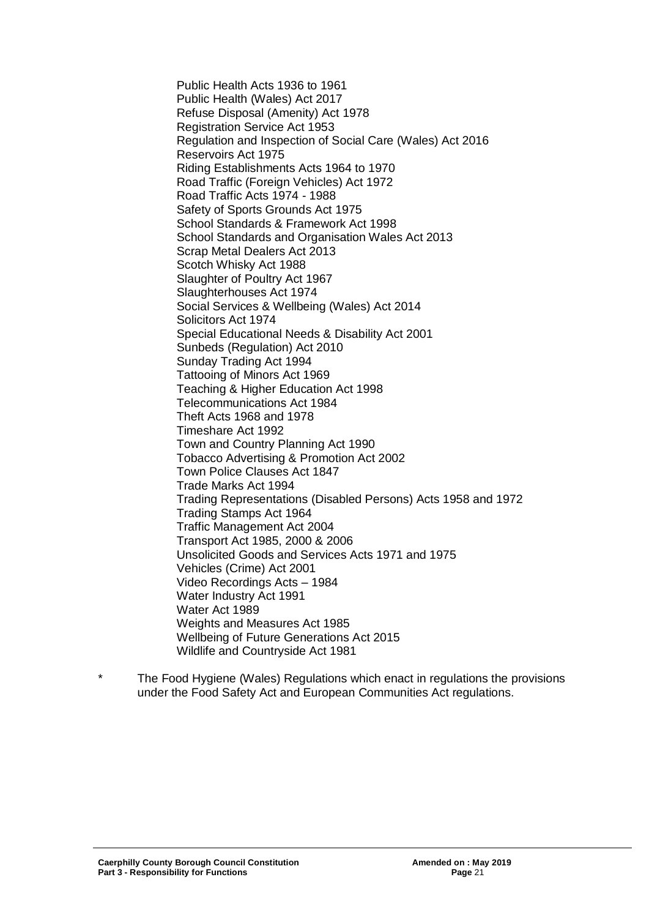Public Health Acts 1936 to 1961
Public Health (Wales) Act 2017
Refuse Disposal (Amenity) Act 1978
Registration Service Act 1953
Regulation and Inspection of Social Care (Wales) Act 2016
Reservoirs Act 1975
Riding Establishments Acts 1964 to 1970
Road Traffic (Foreign Vehicles) Act 1972
Road Traffic Acts 1974 - 1988
Safety of Sports Grounds Act 1975
School Standards & Framework Act 1998
School Standards and Organisation Wales Act 2013
Scrap Metal Dealers Act 2013
Scotch Whisky Act 1988
Slaughter of Poultry Act 1967
Slaughterhouses Act 1974
Social Services & Wellbeing (Wales) Act 2014
Solicitors Act 1974
Special Educational Needs & Disability Act 2001
Sunbeds (Regulation) Act 2010
Sunday Trading Act 1994
Tattooing of Minors Act 1969
Teaching & Higher Education Act 1998
Telecommunications Act 1984
Theft Acts 1968 and 1978
Timeshare Act 1992
Town and Country Planning Act 1990
Tobacco Advertising & Promotion Act 2002
Town Police Clauses Act 1847
Trade Marks Act 1994
Trading Representations (Disabled Persons) Acts 1958 and 1972
Trading Stamps Act 1964
Traffic Management Act 2004
Transport Act 1985, 2000 & 2006
Unsolicited Goods and Services Acts 1971 and 1975
Vehicles (Crime) Act 2001
Video Recordings Acts – 1984
Water Industry Act 1991
Water Act 1989
Weights and Measures Act 1985
Wellbeing of Future Generations Act 2015
Wildlife and Countryside Act 1981

\* The Food Hygiene (Wales) Regulations which enact in regulations the provisions under the Food Safety Act and European Communities Act regulations.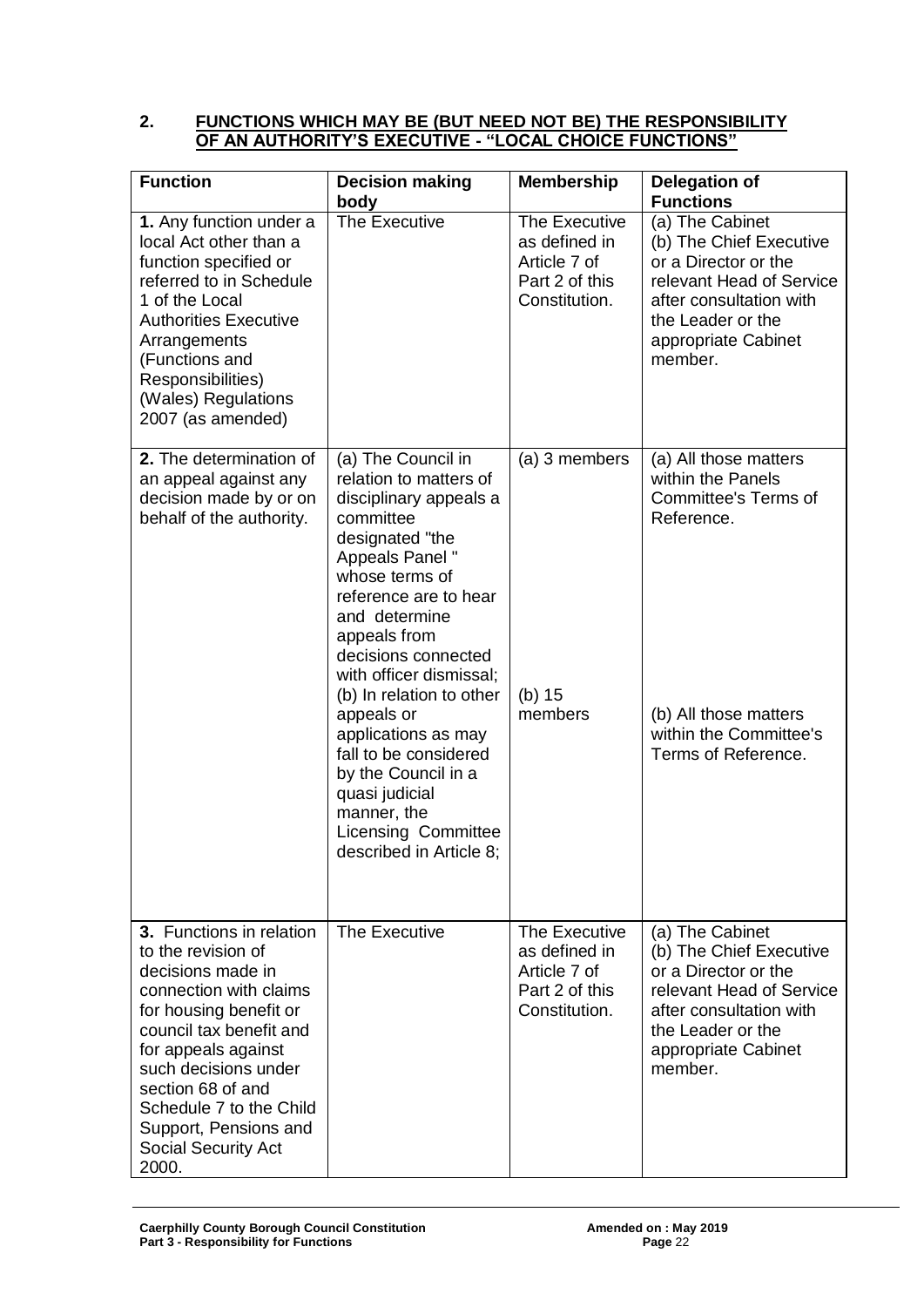## 2. FUNCTIONS WHICH MAY BE (BUT NEED NOT BE) THE RESPONSIBILITY OF AN AUTHORITY'S EXECUTIVE - "LOCAL CHOICE FUNCTIONS"

| Function | Decision making body | Membership | Delegation of Functions |
|---|---|---|---|
| **1.** Any function under a local Act other than a function specified or referred to in Schedule 1 of the Local Authorities Executive Arrangements (Functions and Responsibilities) (Wales) Regulations 2007 (as amended) | The Executive | The Executive as defined in Article 7 of Part 2 of this Constitution. | (a) The Cabinet<br>(b) The Chief Executive or a Director or the relevant Head of Service after consultation with the Leader or the appropriate Cabinet member. |
| **2.** The determination of an appeal against any decision made by or on behalf of the authority. | (a) The Council in relation to matters of disciplinary appeals a committee designated "the Appeals Panel " whose terms of reference are to hear and determine appeals from decisions connected with officer dismissal;<br>(b) In relation to other appeals or applications as may fall to be considered by the Council in a quasi judicial manner, the Licensing Committee described in Article 8; | (a) 3 members<br><br>(b) 15 members | (a) All those matters within the Panels Committee's Terms of Reference.<br><br>(b) All those matters within the Committee's Terms of Reference. |
| **3.** Functions in relation to the revision of decisions made in connection with claims for housing benefit or council tax benefit and for appeals against such decisions under section 68 of and Schedule 7 to the Child Support, Pensions and Social Security Act 2000. | The Executive | The Executive as defined in Article 7 of Part 2 of this Constitution. | (a) The Cabinet<br>(b) The Chief Executive or a Director or the relevant Head of Service after consultation with the Leader or the appropriate Cabinet member. |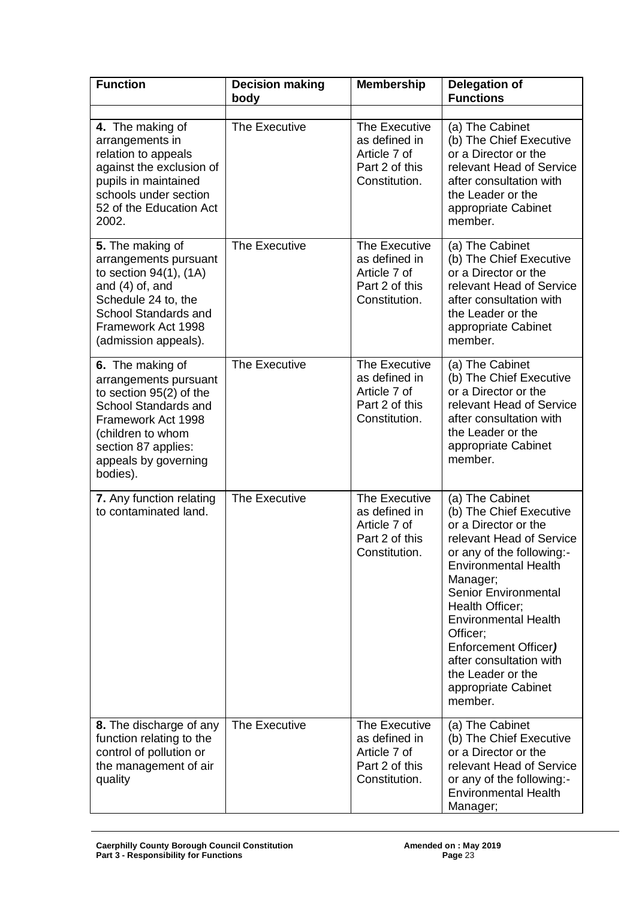| Function | Decision making body | Membership | Delegation of Functions |
|---|---|---|---|
| | | | |
| **4.** The making of arrangements in relation to appeals against the exclusion of pupils in maintained schools under section 52 of the Education Act 2002. | The Executive | The Executive as defined in Article 7 of Part 2 of this Constitution. | (a) The Cabinet<br>(b) The Chief Executive or a Director or the relevant Head of Service after consultation with the Leader or the appropriate Cabinet member. |
| **5.** The making of arrangements pursuant to section 94(1), (1A) and (4) of, and Schedule 24 to, the School Standards and Framework Act 1998 (admission appeals). | The Executive | The Executive as defined in Article 7 of Part 2 of this Constitution. | (a) The Cabinet<br>(b) The Chief Executive or a Director or the relevant Head of Service after consultation with the Leader or the appropriate Cabinet member. |
| **6.** The making of arrangements pursuant to section 95(2) of the School Standards and Framework Act 1998 (children to whom section 87 applies: appeals by governing bodies). | The Executive | The Executive as defined in Article 7 of Part 2 of this Constitution. | (a) The Cabinet<br>(b) The Chief Executive or a Director or the relevant Head of Service after consultation with the Leader or the appropriate Cabinet member. |
| **7.** Any function relating to contaminated land. | The Executive | The Executive as defined in Article 7 of Part 2 of this Constitution. | (a) The Cabinet<br>(b) The Chief Executive or a Director or the relevant Head of Service or any of the following:-<br>Environmental Health Manager;<br>Senior Environmental Health Officer;<br>Environmental Health Officer;<br>Enforcement Officer***)***<br>after consultation with the Leader or the appropriate Cabinet member. |
| **8.** The discharge of any function relating to the control of pollution or the management of air quality | The Executive | The Executive as defined in Article 7 of Part 2 of this Constitution. | (a) The Cabinet<br>(b) The Chief Executive or a Director or the relevant Head of Service or any of the following:-<br>Environmental Health Manager; |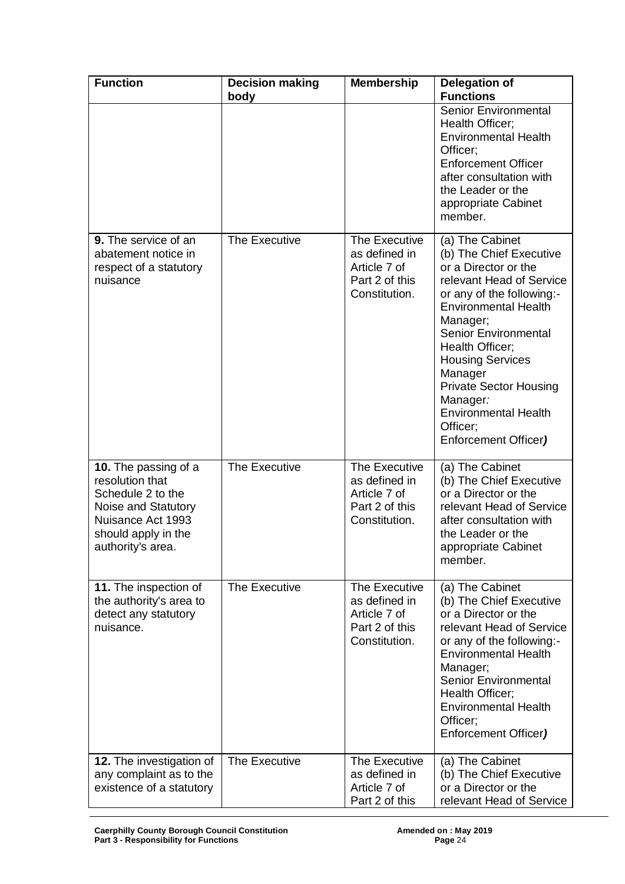| Function | Decision making body | Membership | Delegation of Functions |
|---|---|---|---|
| | | | Senior Environmental Health Officer;<br>Environmental Health Officer;<br>Enforcement Officer after consultation with the Leader or the appropriate Cabinet member. |
| **9.** The service of an abatement notice in respect of a statutory nuisance | The Executive | The Executive as defined in Article 7 of Part 2 of this Constitution. | (a) The Cabinet<br>(b) The Chief Executive or a Director or the relevant Head of Service or any of the following:-<br>Environmental Health Manager;<br>Senior Environmental Health Officer;<br>Housing Services Manager<br>Private Sector Housing Manager*:*<br>Environmental Health Officer;<br>Enforcement Officer***)*** |
| **10.** The passing of a resolution that Schedule 2 to the Noise and Statutory Nuisance Act 1993 should apply in the authority's area. | The Executive | The Executive as defined in Article 7 of Part 2 of this Constitution. | (a) The Cabinet<br>(b) The Chief Executive or a Director or the relevant Head of Service after consultation with the Leader or the appropriate Cabinet member. |
| **11.** The inspection of the authority's area to detect any statutory nuisance. | The Executive | The Executive as defined in Article 7 of Part 2 of this Constitution. | (a) The Cabinet<br>(b) The Chief Executive or a Director or the relevant Head of Service or any of the following:-<br>Environmental Health Manager;<br>Senior Environmental Health Officer;<br>Environmental Health Officer;<br>Enforcement Officer***)*** |
| **12.** The investigation of any complaint as to the existence of a statutory | The Executive | The Executive as defined in Article 7 of Part 2 of this | (a) The Cabinet<br>(b) The Chief Executive or a Director or the relevant Head of Service |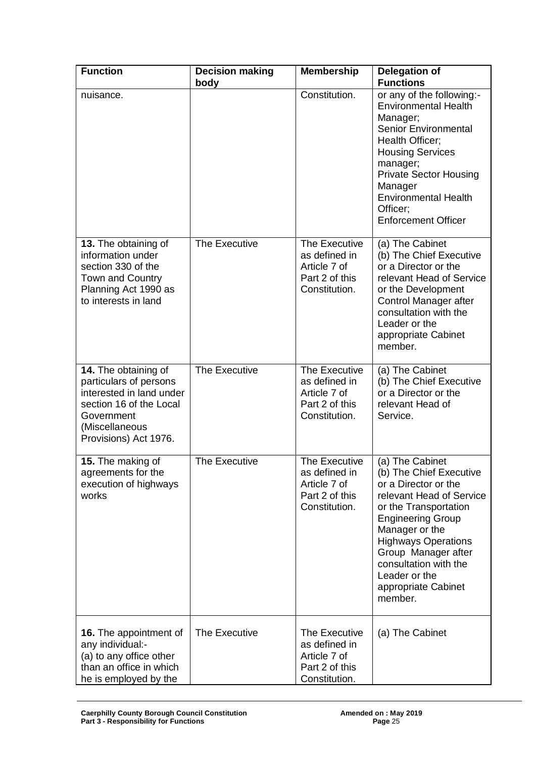| Function | Decision making body | Membership | Delegation of Functions |
|---|---|---|---|
| nuisance. | | Constitution. | or any of the following:- Environmental Health Manager; Senior Environmental Health Officer; Housing Services manager; Private Sector Housing Manager Environmental Health Officer; Enforcement Officer |
| **13.** The obtaining of information under section 330 of the Town and Country Planning Act 1990 as to interests in land | The Executive | The Executive as defined in Article 7 of Part 2 of this Constitution. | (a) The Cabinet (b) The Chief Executive or a Director or the relevant Head of Service or the Development Control Manager after consultation with the Leader or the appropriate Cabinet member. |
| **14.** The obtaining of particulars of persons interested in land under section 16 of the Local Government (Miscellaneous Provisions) Act 1976. | The Executive | The Executive as defined in Article 7 of Part 2 of this Constitution. | (a) The Cabinet (b) The Chief Executive or a Director or the relevant Head of Service. |
| **15.** The making of agreements for the execution of highways works | The Executive | The Executive as defined in Article 7 of Part 2 of this Constitution. | (a) The Cabinet (b) The Chief Executive or a Director or the relevant Head of Service or the Transportation Engineering Group Manager or the Highways Operations Group Manager after consultation with the Leader or the appropriate Cabinet member. |
| **16.** The appointment of any individual:- (a) to any office other than an office in which he is employed by the | The Executive | The Executive as defined in Article 7 of Part 2 of this Constitution. | (a) The Cabinet |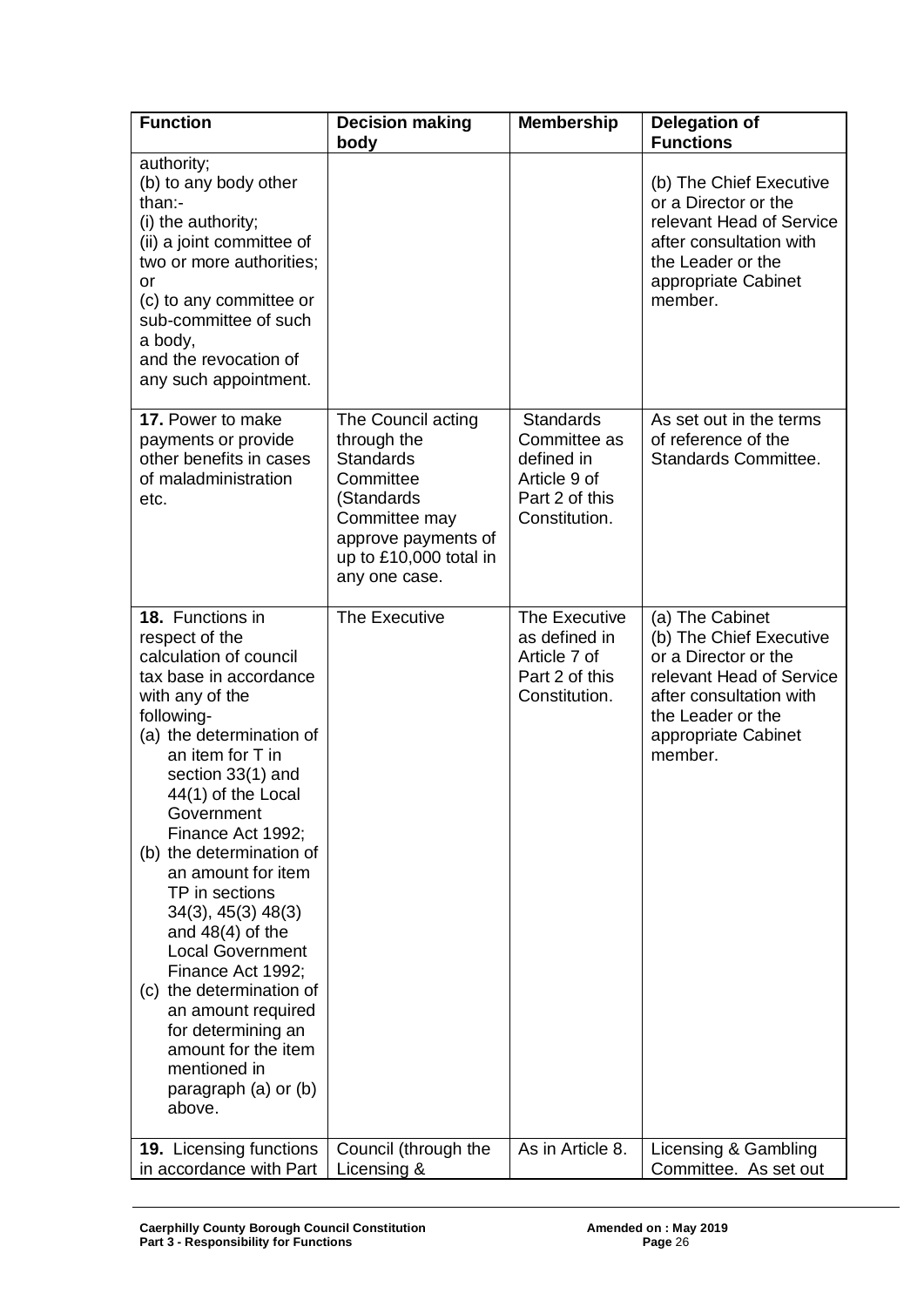| Function | Decision making body | Membership | Delegation of Functions |
|---|---|---|---|
| authority;<br>(b) to any body other than:-<br>(i) the authority;<br>(ii) a joint committee of two or more authorities; or<br>(c) to any committee or sub-committee of such a body,<br>and the revocation of any such appointment. | | | (b) The Chief Executive or a Director or the relevant Head of Service after consultation with the Leader or the appropriate Cabinet member. |
| **17.** Power to make payments or provide other benefits in cases of maladministration etc. | The Council acting through the Standards Committee (Standards Committee may approve payments of up to £10,000 total in any one case. | Standards Committee as defined in Article 9 of Part 2 of this Constitution. | As set out in the terms of reference of the Standards Committee. |
| **18.** Functions in respect of the calculation of council tax base in accordance with any of the following-<br>(a) the determination of an item for T in section 33(1) and 44(1) of the Local Government Finance Act 1992;<br>(b) the determination of an amount for item TP in sections 34(3), 45(3) 48(3) and 48(4) of the Local Government Finance Act 1992;<br>(c) the determination of an amount required for determining an amount for the item mentioned in paragraph (a) or (b) above. | The Executive | The Executive as defined in Article 7 of Part 2 of this Constitution. | (a) The Cabinet<br>(b) The Chief Executive or a Director or the relevant Head of Service after consultation with the Leader or the appropriate Cabinet member. |
| **19.** Licensing functions in accordance with Part | Council (through the Licensing & | As in Article 8. | Licensing & Gambling Committee. As set out |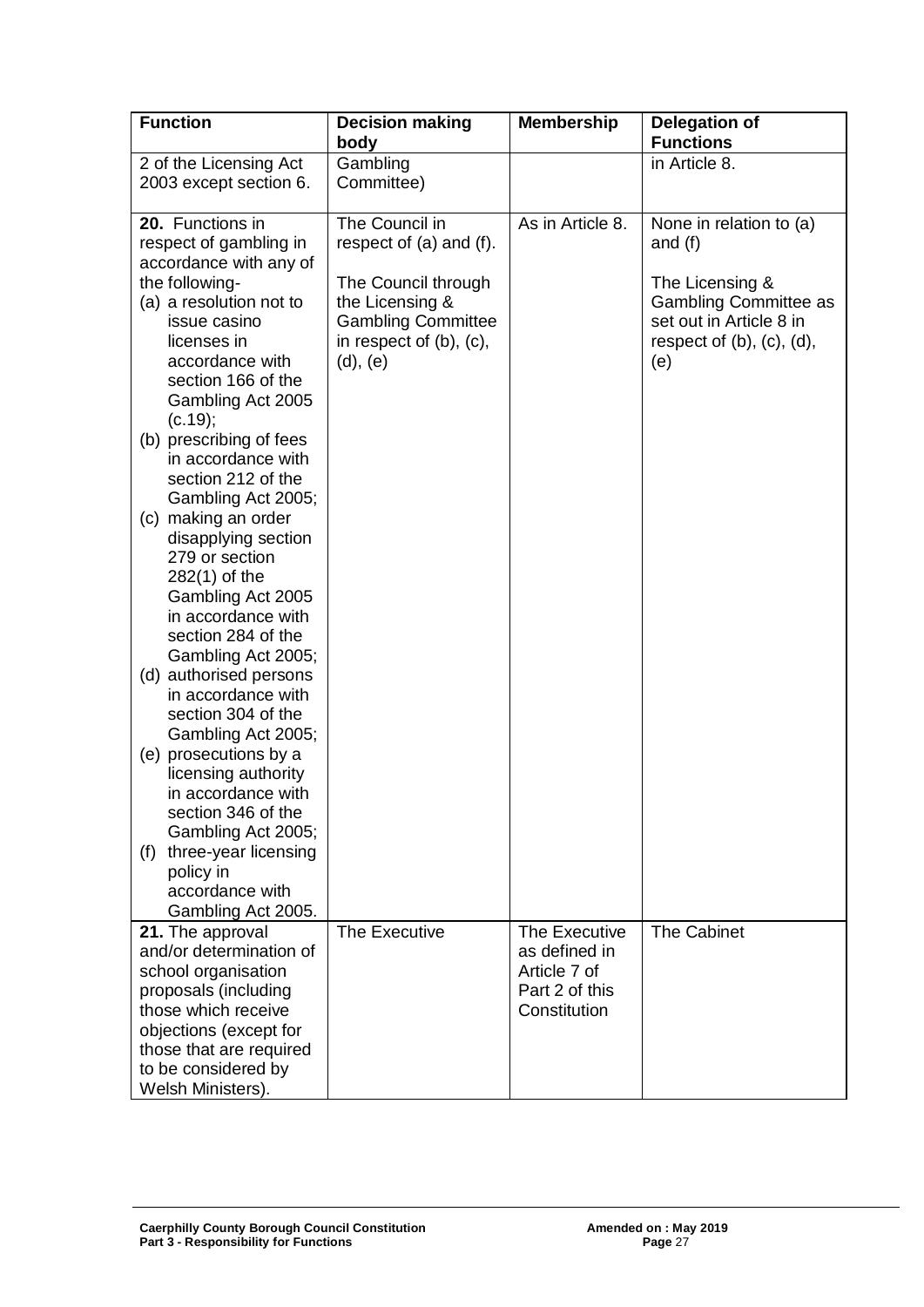| Function | Decision making body | Membership | Delegation of Functions |
|---|---|---|---|
| 2 of the Licensing Act 2003 except section 6. | Gambling Committee) | | in Article 8. |
| **20.** Functions in respect of gambling in accordance with any of the following- (a) a resolution not to issue casino licenses in accordance with section 166 of the Gambling Act 2005 (c.19); (b) prescribing of fees in accordance with section 212 of the Gambling Act 2005; (c) making an order disapplying section 279 or section 282(1) of the Gambling Act 2005 in accordance with section 284 of the Gambling Act 2005; (d) authorised persons in accordance with section 304 of the Gambling Act 2005; (e) prosecutions by a licensing authority in accordance with section 346 of the Gambling Act 2005; (f) three-year licensing policy in accordance with Gambling Act 2005. | The Council in respect of (a) and (f). The Council through the Licensing & Gambling Committee in respect of (b), (c), (d), (e) | As in Article 8. | None in relation to (a) and (f) The Licensing & Gambling Committee as set out in Article 8 in respect of (b), (c), (d), (e) |
| **21.** The approval and/or determination of school organisation proposals (including those which receive objections (except for those that are required to be considered by Welsh Ministers). | The Executive | The Executive as defined in Article 7 of Part 2 of this Constitution | The Cabinet |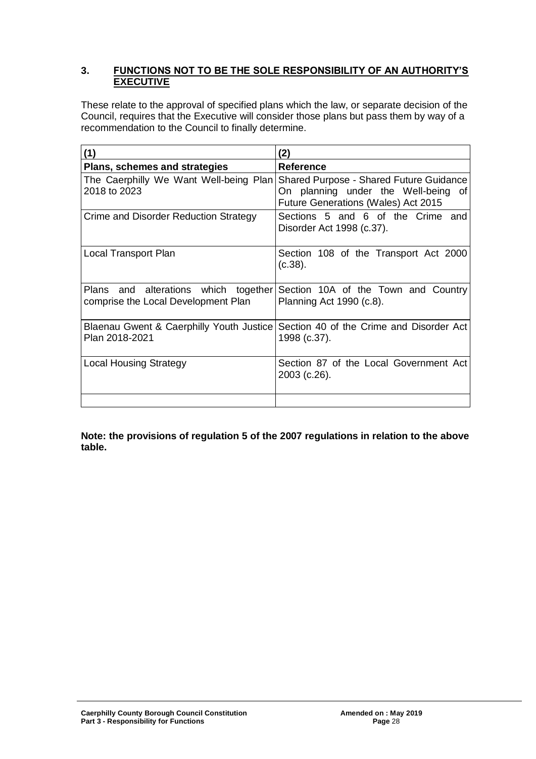## 3. FUNCTIONS NOT TO BE THE SOLE RESPONSIBILITY OF AN AUTHORITY'S EXECUTIVE

These relate to the approval of specified plans which the law, or separate decision of the Council, requires that the Executive will consider those plans but pass them by way of a recommendation to the Council to finally determine.

| (1) | (2) |
|---|---|
| **Plans, schemes and strategies** | **Reference** |
| The Caerphilly We Want Well-being Plan 2018 to 2023 | Shared Purpose - Shared Future Guidance On planning under the Well-being of Future Generations (Wales) Act 2015 |
| Crime and Disorder Reduction Strategy | Sections 5 and 6 of the Crime and Disorder Act 1998 (c.37). |
| Local Transport Plan | Section 108 of the Transport Act 2000 (c.38). |
| Plans and alterations which together comprise the Local Development Plan | Section 10A of the Town and Country Planning Act 1990 (c.8). |
| Blaenau Gwent & Caerphilly Youth Justice Plan 2018-2021 | Section 40 of the Crime and Disorder Act 1998 (c.37). |
| Local Housing Strategy | Section 87 of the Local Government Act 2003 (c.26). |
| | |

**Note: the provisions of regulation 5 of the 2007 regulations in relation to the above table.**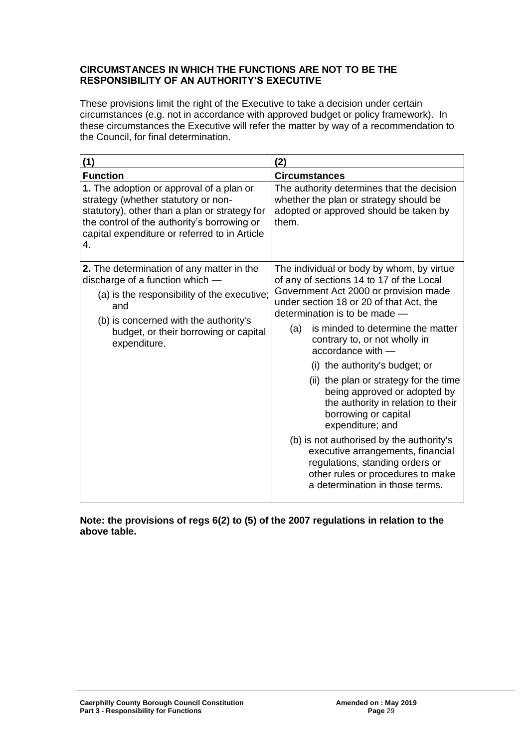**CIRCUMSTANCES IN WHICH THE FUNCTIONS ARE NOT TO BE THE RESPONSIBILITY OF AN AUTHORITY'S EXECUTIVE**

These provisions limit the right of the Executive to take a decision under certain circumstances (e.g. not in accordance with approved budget or policy framework). In these circumstances the Executive will refer the matter by way of a recommendation to the Council, for final determination.

| (1) | (2) |
|---|---|
| **Function** | **Circumstances** |
| **1.** The adoption or approval of a plan or strategy (whether statutory or non-statutory), other than a plan or strategy for the control of the authority's borrowing or capital expenditure or referred to in Article 4. | The authority determines that the decision whether the plan or strategy should be adopted or approved should be taken by them. |
| **2.** The determination of any matter in the discharge of a function which —<br>(a) is the responsibility of the executive; and<br>(b) is concerned with the authority's budget, or their borrowing or capital expenditure. | The individual or body by whom, by virtue of any of sections 14 to 17 of the Local Government Act 2000 or provision made under section 18 or 20 of that Act, the determination is to be made —<br>(a) is minded to determine the matter contrary to, or not wholly in accordance with —<br>(i) the authority's budget; or<br>(ii) the plan or strategy for the time being approved or adopted by the authority in relation to their borrowing or capital expenditure; and<br>(b) is not authorised by the authority's executive arrangements, financial regulations, standing orders or other rules or procedures to make a determination in those terms. |

**Note: the provisions of regs 6(2) to (5) of the 2007 regulations in relation to the above table.**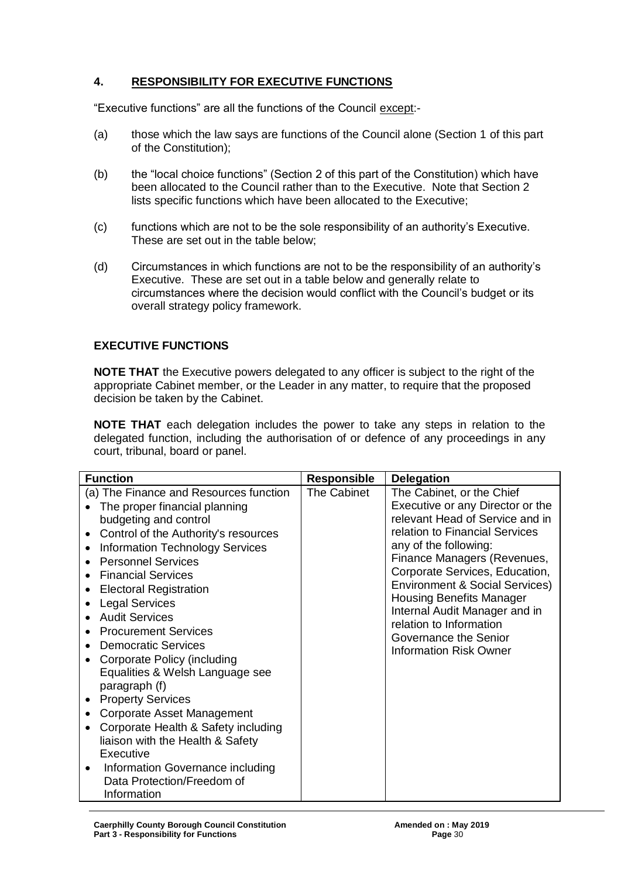## 4. RESPONSIBILITY FOR EXECUTIVE FUNCTIONS

"Executive functions" are all the functions of the Council except:-

(a) those which the law says are functions of the Council alone (Section 1 of this part of the Constitution);

(b) the "local choice functions" (Section 2 of this part of the Constitution) which have been allocated to the Council rather than to the Executive. Note that Section 2 lists specific functions which have been allocated to the Executive;

(c) functions which are not to be the sole responsibility of an authority's Executive. These are set out in the table below;

(d) Circumstances in which functions are not to be the responsibility of an authority's Executive. These are set out in a table below and generally relate to circumstances where the decision would conflict with the Council's budget or its overall strategy policy framework.

### EXECUTIVE FUNCTIONS

**NOTE THAT** the Executive powers delegated to any officer is subject to the right of the appropriate Cabinet member, or the Leader in any matter, to require that the proposed decision be taken by the Cabinet.

**NOTE THAT** each delegation includes the power to take any steps in relation to the delegated function, including the authorisation of or defence of any proceedings in any court, tribunal, board or panel.

| Function | Responsible | Delegation |
|---|---|---|
| (a) The Finance and Resources function<br>• The proper financial planning budgeting and control<br>• Control of the Authority's resources<br>• Information Technology Services<br>• Personnel Services<br>• Financial Services<br>• Electoral Registration<br>• Legal Services<br>• Audit Services<br>• Procurement Services<br>• Democratic Services<br>• Corporate Policy (including Equalities & Welsh Language see paragraph (f)<br>• Property Services<br>• Corporate Asset Management<br>• Corporate Health & Safety including liaison with the Health & Safety Executive<br>• Information Governance including Data Protection/Freedom of Information | The Cabinet | The Cabinet, or the Chief Executive or any Director or the relevant Head of Service and in relation to Financial Services any of the following:<br>Finance Managers (Revenues, Corporate Services, Education, Environment & Social Services)<br>Housing Benefits Manager<br>Internal Audit Manager and in relation to Information Governance the Senior Information Risk Owner |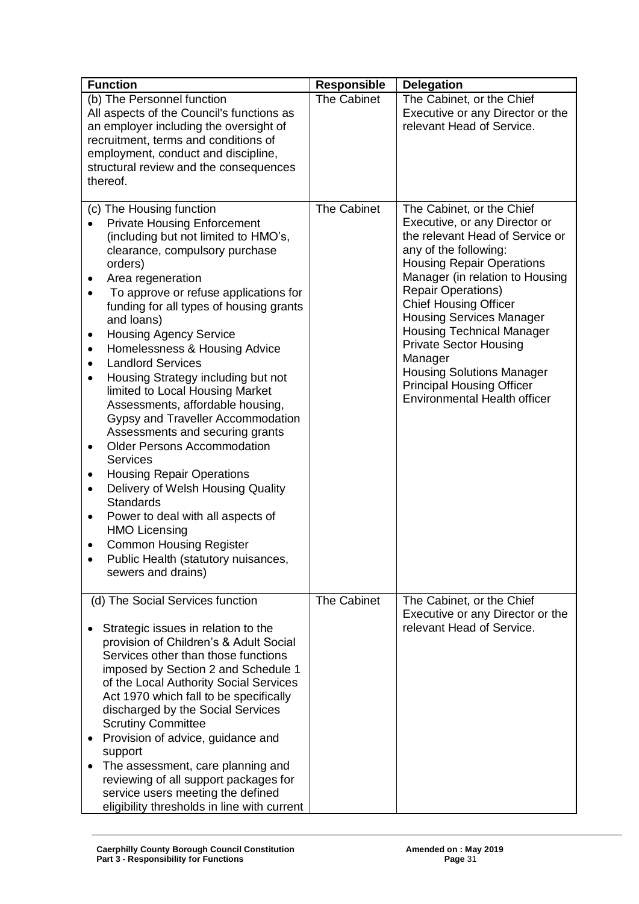| Function | Responsible | Delegation |
|---|---|---|
| (b) The Personnel function<br>All aspects of the Council's functions as an employer including the oversight of recruitment, terms and conditions of employment, conduct and discipline, structural review and the consequences thereof. | The Cabinet | The Cabinet, or the Chief Executive or any Director or the relevant Head of Service. |
| (c) The Housing function<br>• Private Housing Enforcement (including but not limited to HMO's, clearance, compulsory purchase orders)<br>• Area regeneration<br>• To approve or refuse applications for funding for all types of housing grants and loans)<br>• Housing Agency Service<br>• Homelessness & Housing Advice<br>• Landlord Services<br>• Housing Strategy including but not limited to Local Housing Market Assessments, affordable housing, Gypsy and Traveller Accommodation Assessments and securing grants<br>• Older Persons Accommodation Services<br>• Housing Repair Operations<br>• Delivery of Welsh Housing Quality Standards<br>• Power to deal with all aspects of HMO Licensing<br>• Common Housing Register<br>• Public Health (statutory nuisances, sewers and drains) | The Cabinet | The Cabinet, or the Chief Executive, or any Director or the relevant Head of Service or any of the following:<br>Housing Repair Operations Manager (in relation to Housing Repair Operations)<br>Chief Housing Officer<br>Housing Services Manager<br>Housing Technical Manager<br>Private Sector Housing Manager<br>Housing Solutions Manager<br>Principal Housing Officer<br>Environmental Health officer |
| (d) The Social Services function<br>• Strategic issues in relation to the provision of Children's & Adult Social Services other than those functions imposed by Section 2 and Schedule 1 of the Local Authority Social Services Act 1970 which fall to be specifically discharged by the Social Services Scrutiny Committee<br>• Provision of advice, guidance and support<br>• The assessment, care planning and reviewing of all support packages for service users meeting the defined eligibility thresholds in line with current | The Cabinet | The Cabinet, or the Chief Executive or any Director or the relevant Head of Service. |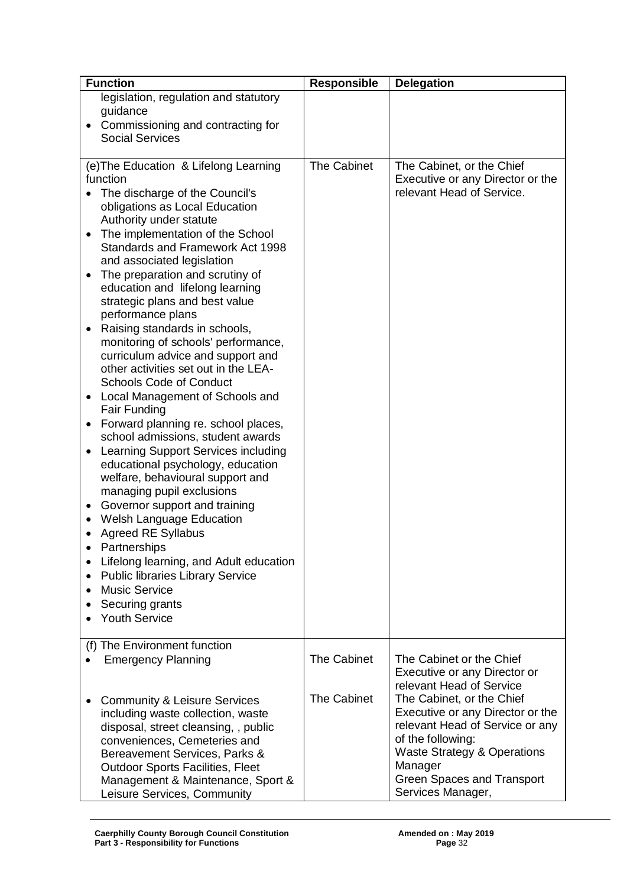| Function | Responsible | Delegation |
|---|---|---|
| legislation, regulation and statutory guidance<br>• Commissioning and contracting for Social Services | | |
| (e)The Education & Lifelong Learning function<br>• The discharge of the Council's obligations as Local Education Authority under statute<br>• The implementation of the School Standards and Framework Act 1998 and associated legislation<br>• The preparation and scrutiny of education and lifelong learning strategic plans and best value performance plans<br>• Raising standards in schools, monitoring of schools' performance, curriculum advice and support and other activities set out in the LEA-Schools Code of Conduct<br>• Local Management of Schools and Fair Funding<br>• Forward planning re. school places, school admissions, student awards<br>• Learning Support Services including educational psychology, education welfare, behavioural support and managing pupil exclusions<br>• Governor support and training<br>• Welsh Language Education<br>• Agreed RE Syllabus<br>• Partnerships<br>• Lifelong learning, and Adult education<br>• Public libraries Library Service<br>• Music Service<br>• Securing grants<br>• Youth Service | The Cabinet | The Cabinet, or the Chief Executive or any Director or the relevant Head of Service. |
| (f) The Environment function<br>• Emergency Planning | The Cabinet | The Cabinet or the Chief Executive or any Director or relevant Head of Service |
| • Community & Leisure Services including waste collection, waste disposal, street cleansing, , public conveniences, Cemeteries and Bereavement Services, Parks & Outdoor Sports Facilities, Fleet Management & Maintenance, Sport & Leisure Services, Community | The Cabinet | The Cabinet, or the Chief Executive or any Director or the relevant Head of Service or any of the following:<br>Waste Strategy & Operations Manager<br>Green Spaces and Transport Services Manager, |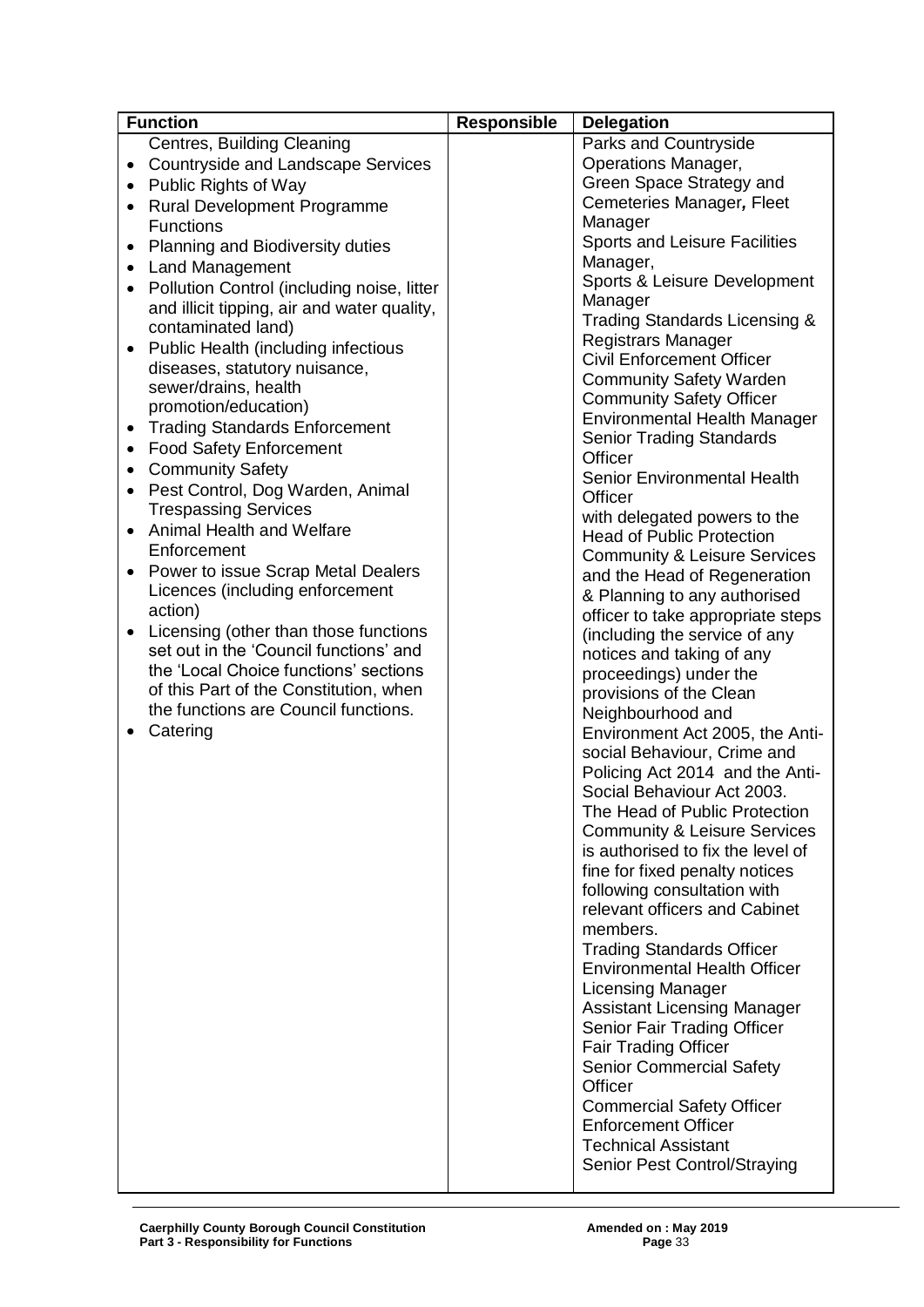| Function | Responsible | Delegation |
|---|---|---|
| Centres, Building Cleaning<br>• Countryside and Landscape Services<br>• Public Rights of Way<br>• Rural Development Programme Functions<br>• Planning and Biodiversity duties<br>• Land Management<br>• Pollution Control (including noise, litter and illicit tipping, air and water quality, contaminated land)<br>• Public Health (including infectious diseases, statutory nuisance, sewer/drains, health promotion/education)<br>• Trading Standards Enforcement<br>• Food Safety Enforcement<br>• Community Safety<br>• Pest Control, Dog Warden, Animal Trespassing Services<br>• Animal Health and Welfare Enforcement<br>• Power to issue Scrap Metal Dealers Licences (including enforcement action)<br>• Licensing (other than those functions set out in the 'Council functions' and the 'Local Choice functions' sections of this Part of the Constitution, when the functions are Council functions.<br>• Catering | | Parks and Countryside Operations Manager,<br>Green Space Strategy and Cemeteries Manager**,** Fleet Manager<br>Sports and Leisure Facilities Manager,<br>Sports & Leisure Development Manager<br>Trading Standards Licensing & Registrars Manager<br>Civil Enforcement Officer<br>Community Safety Warden<br>Community Safety Officer<br>Environmental Health Manager<br>Senior Trading Standards Officer<br>Senior Environmental Health Officer<br>with delegated powers to the Head of Public Protection Community & Leisure Services and the Head of Regeneration & Planning to any authorised officer to take appropriate steps (including the service of any notices and taking of any proceedings) under the provisions of the Clean Neighbourhood and Environment Act 2005, the Anti-social Behaviour, Crime and Policing Act 2014 and the Anti-Social Behaviour Act 2003.<br>The Head of Public Protection Community & Leisure Services is authorised to fix the level of fine for fixed penalty notices following consultation with relevant officers and Cabinet members.<br>Trading Standards Officer<br>Environmental Health Officer<br>Licensing Manager<br>Assistant Licensing Manager<br>Senior Fair Trading Officer<br>Fair Trading Officer<br>Senior Commercial Safety Officer<br>Commercial Safety Officer<br>Enforcement Officer<br>Technical Assistant<br>Senior Pest Control/Straying |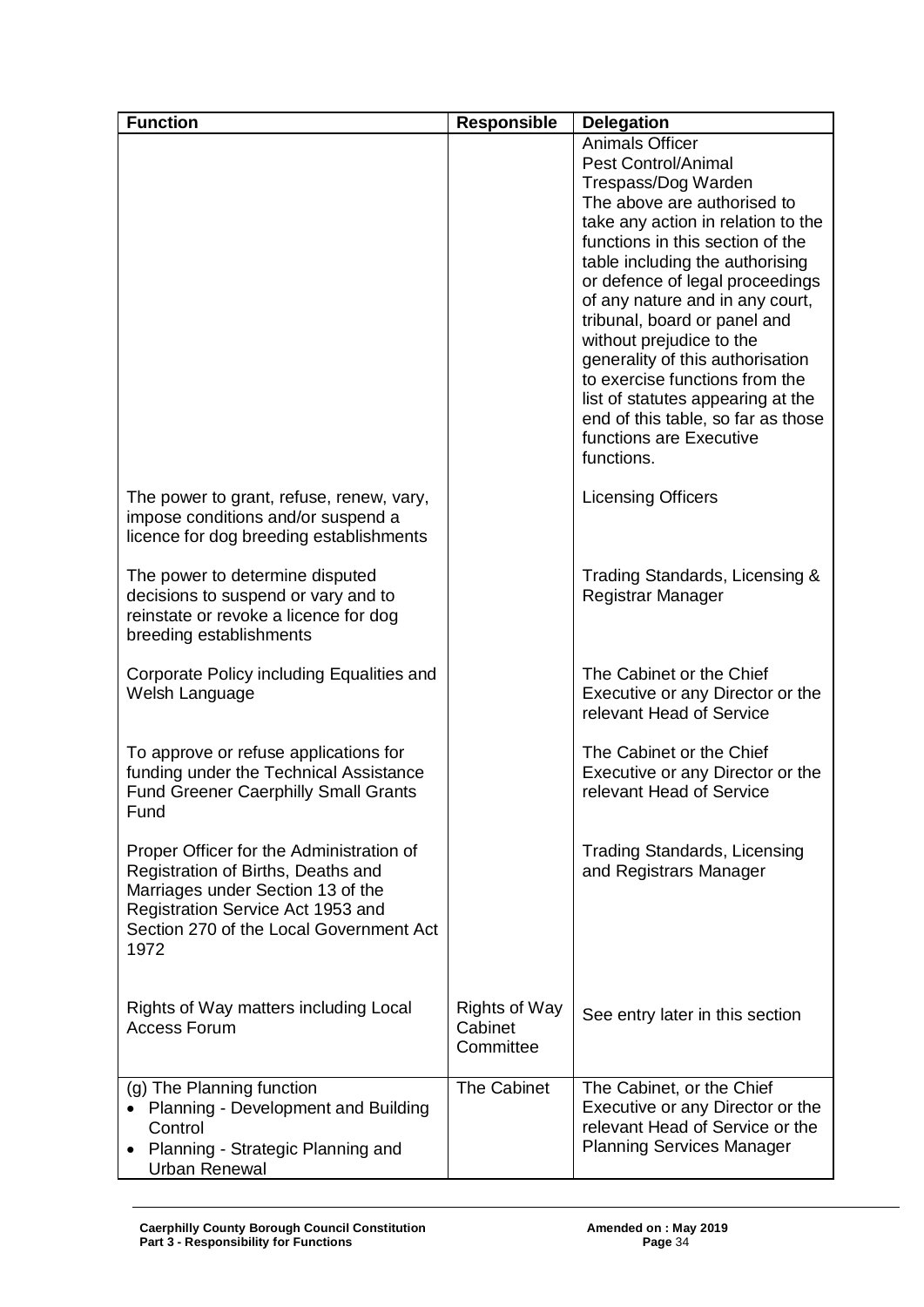| Function | Responsible | Delegation |
|---|---|---|
| | | Animals Officer<br>Pest Control/Animal Trespass/Dog Warden<br>The above are authorised to take any action in relation to the functions in this section of the table including the authorising or defence of legal proceedings of any nature and in any court, tribunal, board or panel and without prejudice to the generality of this authorisation to exercise functions from the list of statutes appearing at the end of this table, so far as those functions are Executive functions. |
| The power to grant, refuse, renew, vary, impose conditions and/or suspend a licence for dog breeding establishments | | Licensing Officers |
| The power to determine disputed decisions to suspend or vary and to reinstate or revoke a licence for dog breeding establishments | | Trading Standards, Licensing & Registrar Manager |
| Corporate Policy including Equalities and Welsh Language | | The Cabinet or the Chief Executive or any Director or the relevant Head of Service |
| To approve or refuse applications for funding under the Technical Assistance Fund Greener Caerphilly Small Grants Fund | | The Cabinet or the Chief Executive or any Director or the relevant Head of Service |
| Proper Officer for the Administration of Registration of Births, Deaths and Marriages under Section 13 of the Registration Service Act 1953 and Section 270 of the Local Government Act 1972 | | Trading Standards, Licensing and Registrars Manager |
| Rights of Way matters including Local Access Forum | Rights of Way Cabinet Committee | See entry later in this section |
| (g) The Planning function<br>• Planning - Development and Building Control<br>• Planning - Strategic Planning and Urban Renewal | The Cabinet | The Cabinet, or the Chief Executive or any Director or the relevant Head of Service or the Planning Services Manager |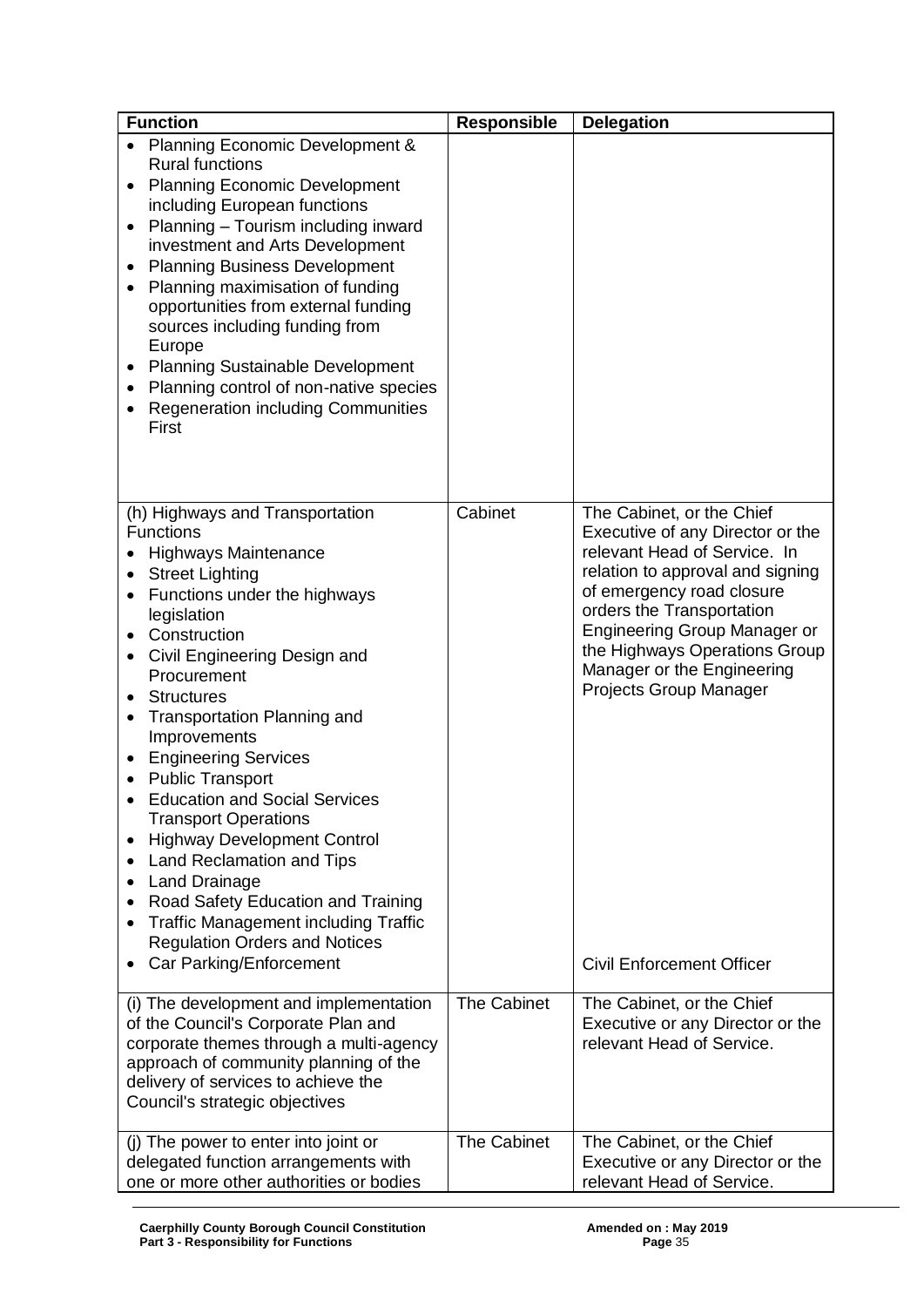| Function | Responsible | Delegation |
|---|---|---|
| • Planning Economic Development & Rural functions<br>• Planning Economic Development including European functions<br>• Planning – Tourism including inward investment and Arts Development<br>• Planning Business Development<br>• Planning maximisation of funding opportunities from external funding sources including funding from Europe<br>• Planning Sustainable Development<br>• Planning control of non-native species<br>• Regeneration including Communities First | | |
| (h) Highways and Transportation Functions<br>• Highways Maintenance<br>• Street Lighting<br>• Functions under the highways legislation<br>• Construction<br>• Civil Engineering Design and Procurement<br>• Structures<br>• Transportation Planning and Improvements<br>• Engineering Services<br>• Public Transport<br>• Education and Social Services Transport Operations<br>• Highway Development Control<br>• Land Reclamation and Tips<br>• Land Drainage<br>• Road Safety Education and Training<br>• Traffic Management including Traffic Regulation Orders and Notices<br>• Car Parking/Enforcement | Cabinet | The Cabinet, or the Chief Executive of any Director or the relevant Head of Service. In relation to approval and signing of emergency road closure orders the Transportation Engineering Group Manager or the Highways Operations Group Manager or the Engineering Projects Group Manager<br><br>Civil Enforcement Officer |
| (i) The development and implementation of the Council's Corporate Plan and corporate themes through a multi-agency approach of community planning of the delivery of services to achieve the Council's strategic objectives | The Cabinet | The Cabinet, or the Chief Executive or any Director or the relevant Head of Service. |
| (j) The power to enter into joint or delegated function arrangements with one or more other authorities or bodies | The Cabinet | The Cabinet, or the Chief Executive or any Director or the relevant Head of Service. |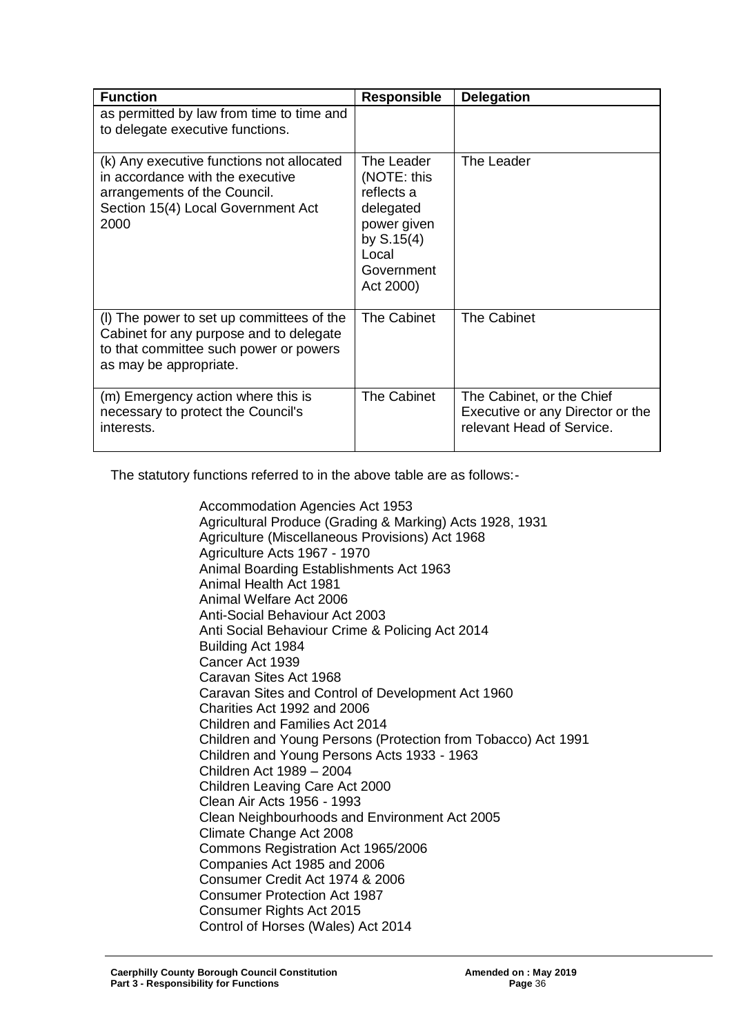| Function | Responsible | Delegation |
|---|---|---|
| as permitted by law from time to time and to delegate executive functions. | | |
| (k) Any executive functions not allocated in accordance with the executive arrangements of the Council. Section 15(4) Local Government Act 2000 | The Leader (NOTE: this reflects a delegated power given by S.15(4) Local Government Act 2000) | The Leader |
| (l) The power to set up committees of the Cabinet for any purpose and to delegate to that committee such power or powers as may be appropriate. | The Cabinet | The Cabinet |
| (m) Emergency action where this is necessary to protect the Council's interests. | The Cabinet | The Cabinet, or the Chief Executive or any Director or the relevant Head of Service. |

The statutory functions referred to in the above table are as follows:-

Accommodation Agencies Act 1953
Agricultural Produce (Grading & Marking) Acts 1928, 1931
Agriculture (Miscellaneous Provisions) Act 1968
Agriculture Acts 1967 - 1970
Animal Boarding Establishments Act 1963
Animal Health Act 1981
Animal Welfare Act 2006
Anti-Social Behaviour Act 2003
Anti Social Behaviour Crime & Policing Act 2014
Building Act 1984
Cancer Act 1939
Caravan Sites Act 1968
Caravan Sites and Control of Development Act 1960
Charities Act 1992 and 2006
Children and Families Act 2014
Children and Young Persons (Protection from Tobacco) Act 1991
Children and Young Persons Acts 1933 - 1963
Children Act 1989 – 2004
Children Leaving Care Act 2000
Clean Air Acts 1956 - 1993
Clean Neighbourhoods and Environment Act 2005
Climate Change Act 2008
Commons Registration Act 1965/2006
Companies Act 1985 and 2006
Consumer Credit Act 1974 & 2006
Consumer Protection Act 1987
Consumer Rights Act 2015
Control of Horses (Wales) Act 2014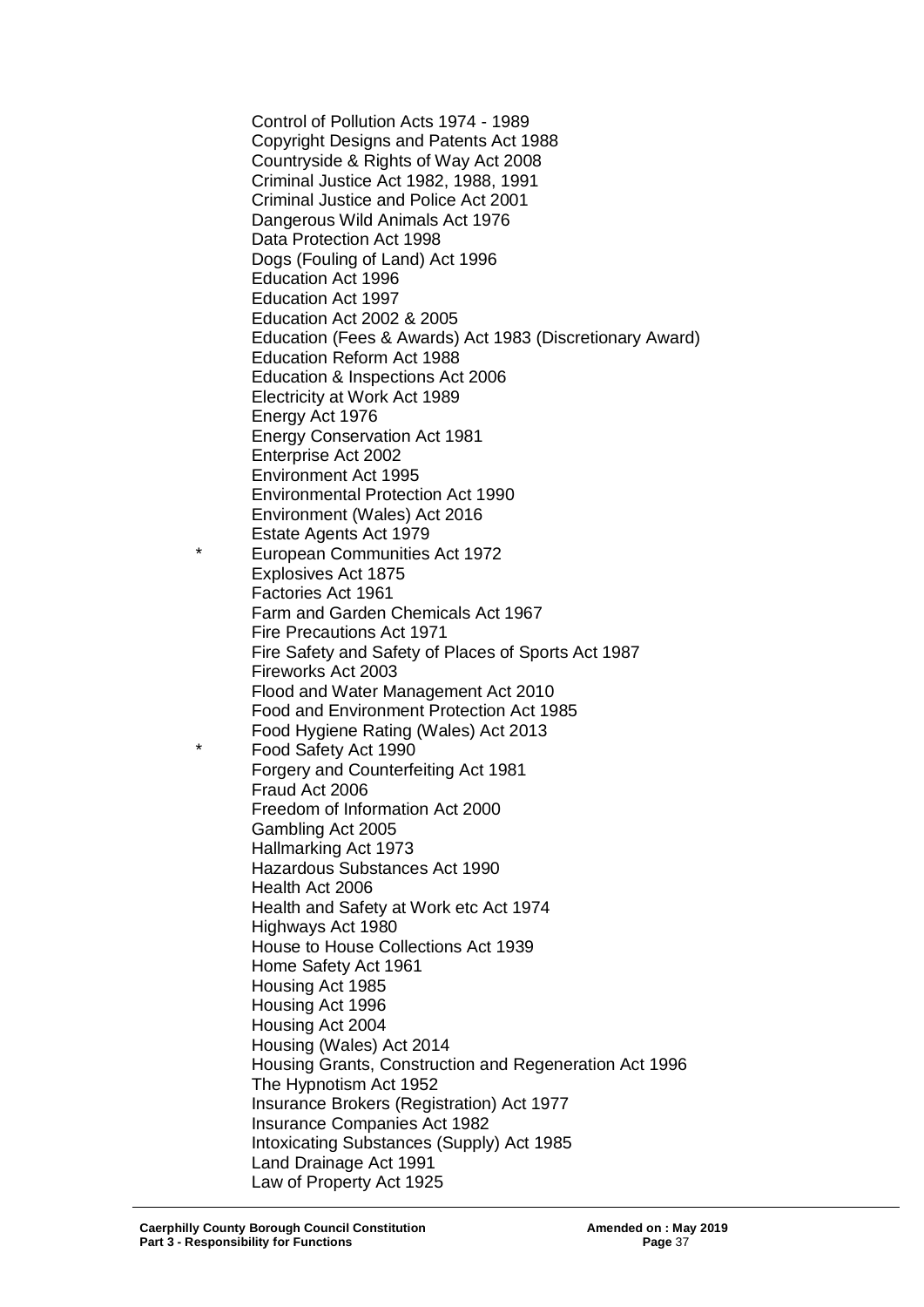Control of Pollution Acts 1974 - 1989
Copyright Designs and Patents Act 1988
Countryside & Rights of Way Act 2008
Criminal Justice Act 1982, 1988, 1991
Criminal Justice and Police Act 2001
Dangerous Wild Animals Act 1976
Data Protection Act 1998
Dogs (Fouling of Land) Act 1996
Education Act 1996
Education Act 1997
Education Act 2002 & 2005
Education (Fees & Awards) Act 1983 (Discretionary Award)
Education Reform Act 1988
Education & Inspections Act 2006
Electricity at Work Act 1989
Energy Act 1976
Energy Conservation Act 1981
Enterprise Act 2002
Environment Act 1995
Environmental Protection Act 1990
Environment (Wales) Act 2016
Estate Agents Act 1979
\* European Communities Act 1972
Explosives Act 1875
Factories Act 1961
Farm and Garden Chemicals Act 1967
Fire Precautions Act 1971
Fire Safety and Safety of Places of Sports Act 1987
Fireworks Act 2003
Flood and Water Management Act 2010
Food and Environment Protection Act 1985
Food Hygiene Rating (Wales) Act 2013
\* Food Safety Act 1990
Forgery and Counterfeiting Act 1981
Fraud Act 2006
Freedom of Information Act 2000
Gambling Act 2005
Hallmarking Act 1973
Hazardous Substances Act 1990
Health Act 2006
Health and Safety at Work etc Act 1974
Highways Act 1980
House to House Collections Act 1939
Home Safety Act 1961
Housing Act 1985
Housing Act 1996
Housing Act 2004
Housing (Wales) Act 2014
Housing Grants, Construction and Regeneration Act 1996
The Hypnotism Act 1952
Insurance Brokers (Registration) Act 1977
Insurance Companies Act 1982
Intoxicating Substances (Supply) Act 1985
Land Drainage Act 1991
Law of Property Act 1925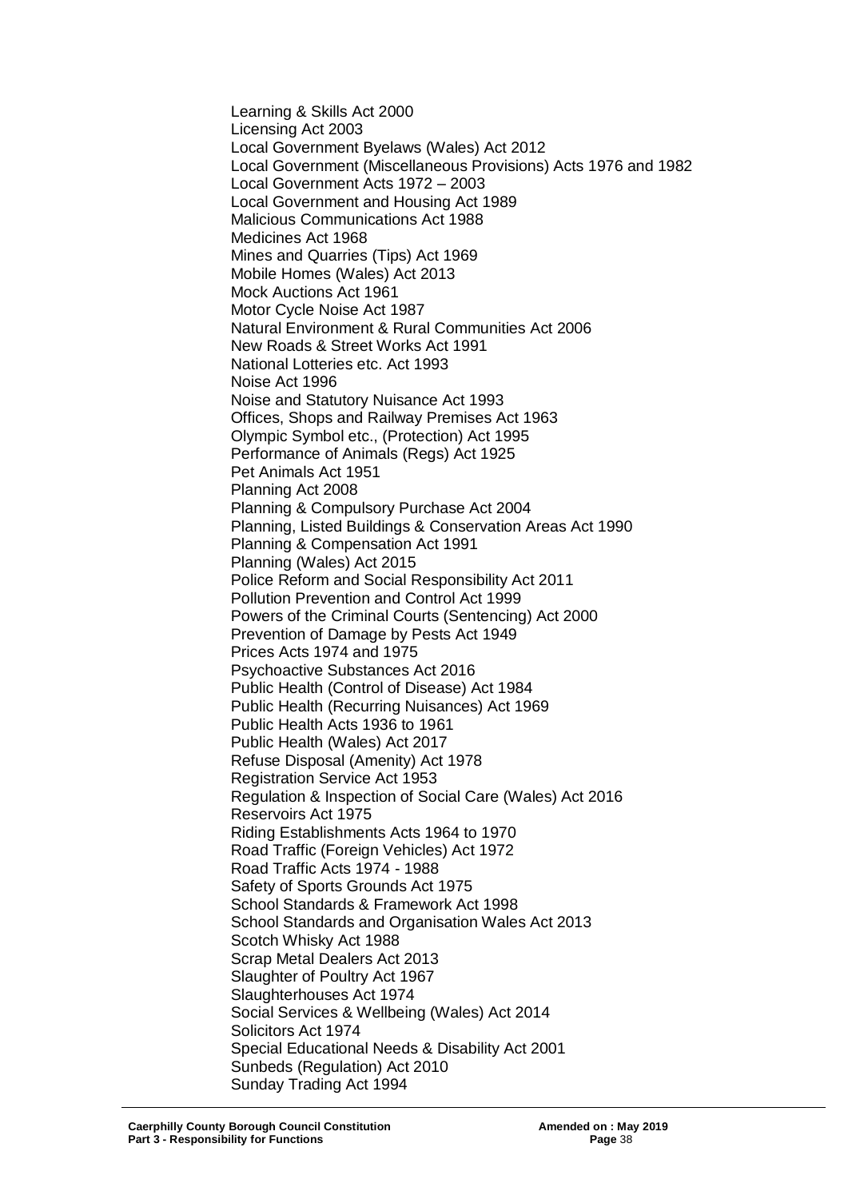Learning & Skills Act 2000
Licensing Act 2003
Local Government Byelaws (Wales) Act 2012
Local Government (Miscellaneous Provisions) Acts 1976 and 1982
Local Government Acts 1972 – 2003
Local Government and Housing Act 1989
Malicious Communications Act 1988
Medicines Act 1968
Mines and Quarries (Tips) Act 1969
Mobile Homes (Wales) Act 2013
Mock Auctions Act 1961
Motor Cycle Noise Act 1987
Natural Environment & Rural Communities Act 2006
New Roads & Street Works Act 1991
National Lotteries etc. Act 1993
Noise Act 1996
Noise and Statutory Nuisance Act 1993
Offices, Shops and Railway Premises Act 1963
Olympic Symbol etc., (Protection) Act 1995
Performance of Animals (Regs) Act 1925
Pet Animals Act 1951
Planning Act 2008
Planning & Compulsory Purchase Act 2004
Planning, Listed Buildings & Conservation Areas Act 1990
Planning & Compensation Act 1991
Planning (Wales) Act 2015
Police Reform and Social Responsibility Act 2011
Pollution Prevention and Control Act 1999
Powers of the Criminal Courts (Sentencing) Act 2000
Prevention of Damage by Pests Act 1949
Prices Acts 1974 and 1975
Psychoactive Substances Act 2016
Public Health (Control of Disease) Act 1984
Public Health (Recurring Nuisances) Act 1969
Public Health Acts 1936 to 1961
Public Health (Wales) Act 2017
Refuse Disposal (Amenity) Act 1978
Registration Service Act 1953
Regulation & Inspection of Social Care (Wales) Act 2016
Reservoirs Act 1975
Riding Establishments Acts 1964 to 1970
Road Traffic (Foreign Vehicles) Act 1972
Road Traffic Acts 1974 - 1988
Safety of Sports Grounds Act 1975
School Standards & Framework Act 1998
School Standards and Organisation Wales Act 2013
Scotch Whisky Act 1988
Scrap Metal Dealers Act 2013
Slaughter of Poultry Act 1967
Slaughterhouses Act 1974
Social Services & Wellbeing (Wales) Act 2014
Solicitors Act 1974
Special Educational Needs & Disability Act 2001
Sunbeds (Regulation) Act 2010
Sunday Trading Act 1994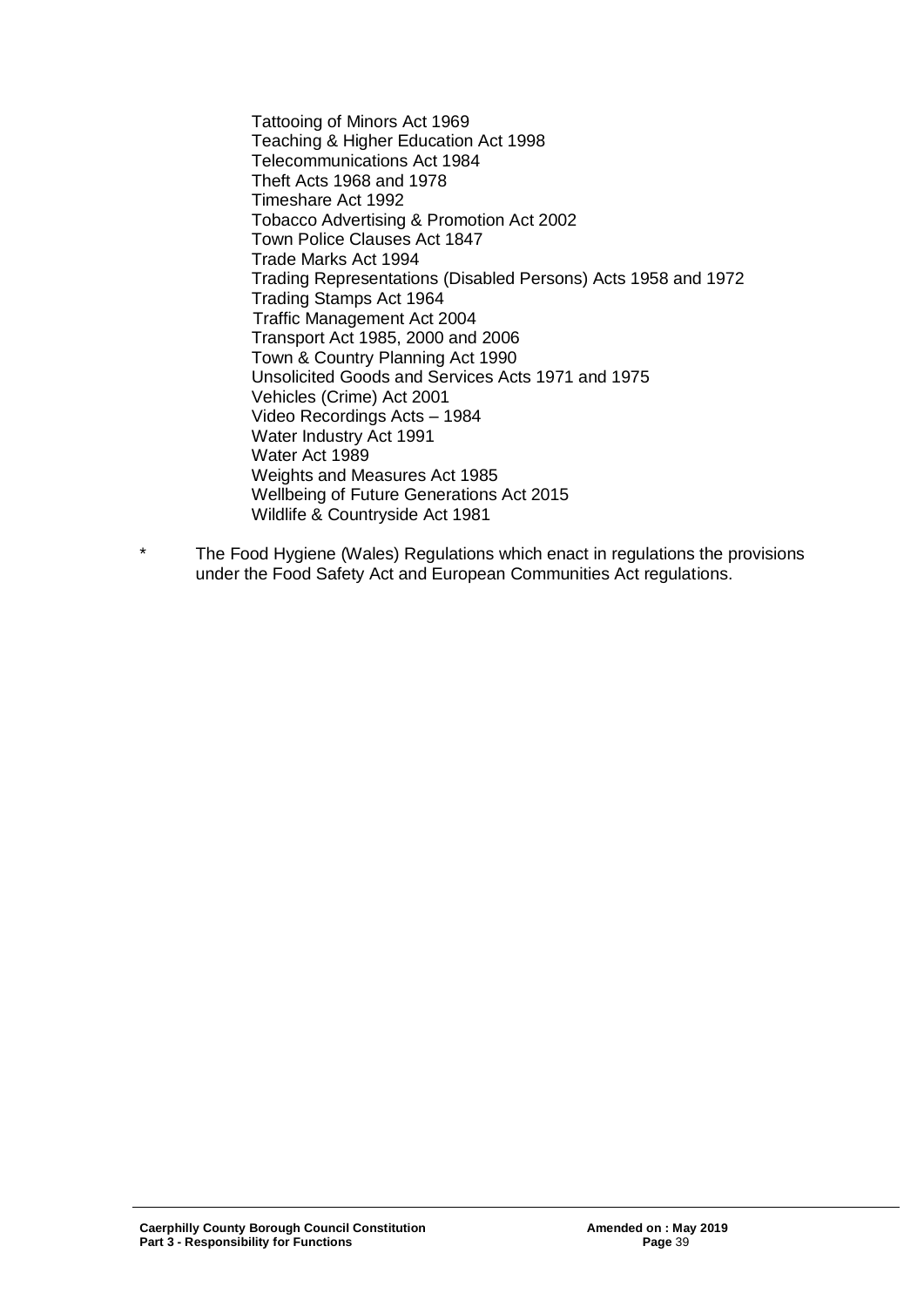Tattooing of Minors Act 1969
Teaching & Higher Education Act 1998
Telecommunications Act 1984
Theft Acts 1968 and 1978
Timeshare Act 1992
Tobacco Advertising & Promotion Act 2002
Town Police Clauses Act 1847
Trade Marks Act 1994
Trading Representations (Disabled Persons) Acts 1958 and 1972
Trading Stamps Act 1964
Traffic Management Act 2004
Transport Act 1985, 2000 and 2006
Town & Country Planning Act 1990
Unsolicited Goods and Services Acts 1971 and 1975
Vehicles (Crime) Act 2001
Video Recordings Acts – 1984
Water Industry Act 1991
Water Act 1989
Weights and Measures Act 1985
Wellbeing of Future Generations Act 2015
Wildlife & Countryside Act 1981

\* The Food Hygiene (Wales) Regulations which enact in regulations the provisions under the Food Safety Act and European Communities Act regulations.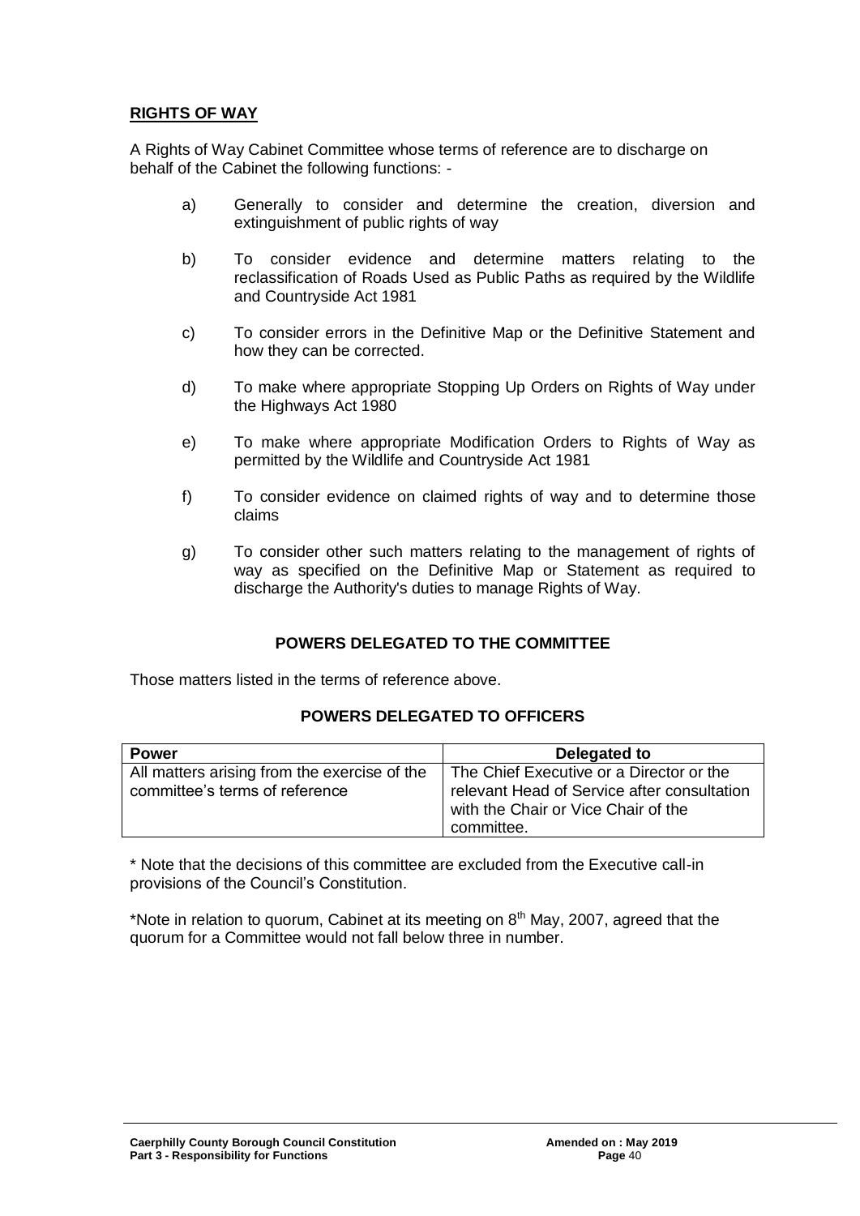## RIGHTS OF WAY

A Rights of Way Cabinet Committee whose terms of reference are to discharge on behalf of the Cabinet the following functions: -

a) Generally to consider and determine the creation, diversion and extinguishment of public rights of way

b) To consider evidence and determine matters relating to the reclassification of Roads Used as Public Paths as required by the Wildlife and Countryside Act 1981

c) To consider errors in the Definitive Map or the Definitive Statement and how they can be corrected.

d) To make where appropriate Stopping Up Orders on Rights of Way under the Highways Act 1980

e) To make where appropriate Modification Orders to Rights of Way as permitted by the Wildlife and Countryside Act 1981

f) To consider evidence on claimed rights of way and to determine those claims

g) To consider other such matters relating to the management of rights of way as specified on the Definitive Map or Statement as required to discharge the Authority's duties to manage Rights of Way.

### POWERS DELEGATED TO THE COMMITTEE

Those matters listed in the terms of reference above.

### POWERS DELEGATED TO OFFICERS

| Power | Delegated to |
|---|---|
| All matters arising from the exercise of the committee's terms of reference | The Chief Executive or a Director or the relevant Head of Service after consultation with the Chair or Vice Chair of the committee. |

* Note that the decisions of this committee are excluded from the Executive call-in provisions of the Council's Constitution.

*Note in relation to quorum, Cabinet at its meeting on 8th May, 2007, agreed that the quorum for a Committee would not fall below three in number.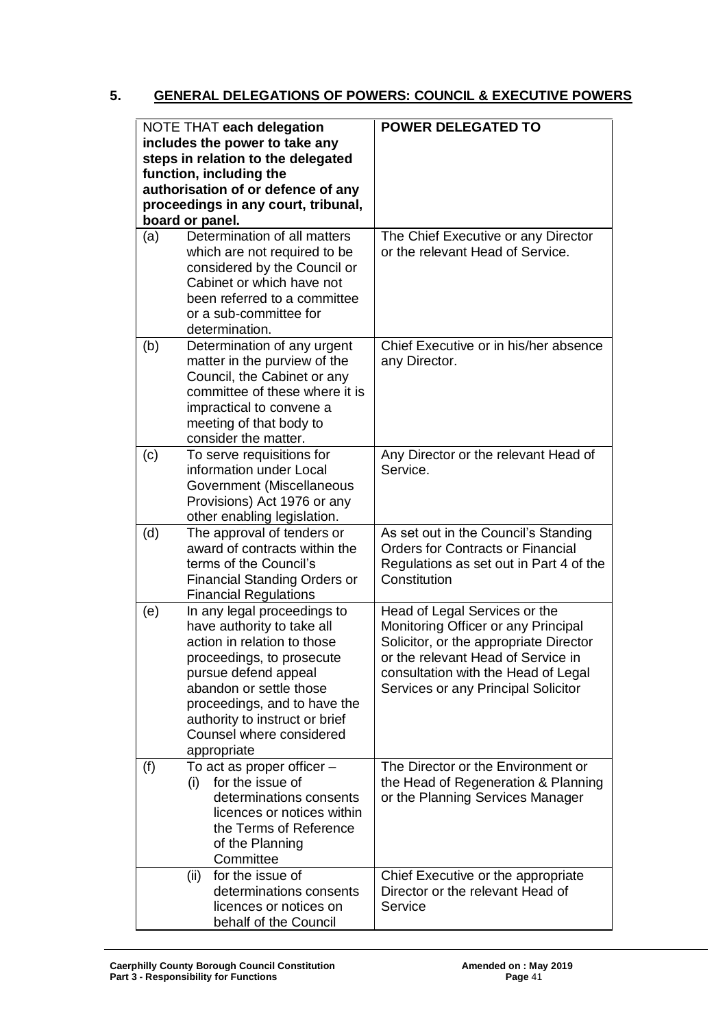## 5. GENERAL DELEGATIONS OF POWERS: COUNCIL & EXECUTIVE POWERS

| NOTE THAT **each delegation includes the power to take any steps in relation to the delegated function, including the authorisation of or defence of any proceedings in any court, tribunal, board or panel.** | | **POWER DELEGATED TO** |
|---|---|---|
| (a) | Determination of all matters which are not required to be considered by the Council or Cabinet or which have not been referred to a committee or a sub-committee for determination. | The Chief Executive or any Director or the relevant Head of Service. |
| (b) | Determination of any urgent matter in the purview of the Council, the Cabinet or any committee of these where it is impractical to convene a meeting of that body to consider the matter. | Chief Executive or in his/her absence any Director. |
| (c) | To serve requisitions for information under Local Government (Miscellaneous Provisions) Act 1976 or any other enabling legislation. | Any Director or the relevant Head of Service. |
| (d) | The approval of tenders or award of contracts within the terms of the Council's Financial Standing Orders or Financial Regulations | As set out in the Council's Standing Orders for Contracts or Financial Regulations as set out in Part 4 of the Constitution |
| (e) | In any legal proceedings to have authority to take all action in relation to those proceedings, to prosecute pursue defend appeal abandon or settle those proceedings, and to have the authority to instruct or brief Counsel where considered appropriate | Head of Legal Services or the Monitoring Officer or any Principal Solicitor, or the appropriate Director or the relevant Head of Service in consultation with the Head of Legal Services or any Principal Solicitor |
| (f) | To act as proper officer – (i) for the issue of determinations consents licences or notices within the Terms of Reference of the Planning Committee | The Director or the Environment or the Head of Regeneration & Planning or the Planning Services Manager |
| | (ii) for the issue of determinations consents licences or notices on behalf of the Council | Chief Executive or the appropriate Director or the relevant Head of Service |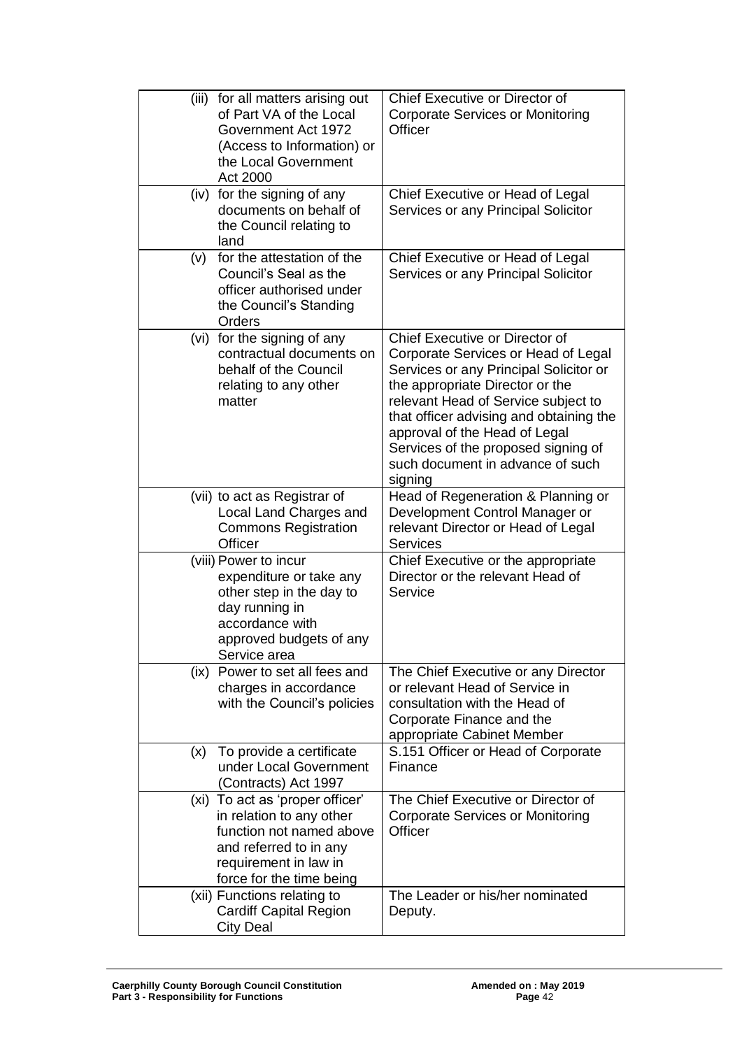| | |
|---|---|
| (iii) for all matters arising out of Part VA of the Local Government Act 1972 (Access to Information) or the Local Government Act 2000 | Chief Executive or Director of Corporate Services or Monitoring Officer |
| (iv) for the signing of any documents on behalf of the Council relating to land | Chief Executive or Head of Legal Services or any Principal Solicitor |
| (v) for the attestation of the Council's Seal as the officer authorised under the Council's Standing Orders | Chief Executive or Head of Legal Services or any Principal Solicitor |
| (vi) for the signing of any contractual documents on behalf of the Council relating to any other matter | Chief Executive or Director of Corporate Services or Head of Legal Services or any Principal Solicitor or the appropriate Director or the relevant Head of Service subject to that officer advising and obtaining the approval of the Head of Legal Services of the proposed signing of such document in advance of such signing |
| (vii) to act as Registrar of Local Land Charges and Commons Registration Officer | Head of Regeneration & Planning or Development Control Manager or relevant Director or Head of Legal Services |
| (viii) Power to incur expenditure or take any other step in the day to day running in accordance with approved budgets of any Service area | Chief Executive or the appropriate Director or the relevant Head of Service |
| (ix) Power to set all fees and charges in accordance with the Council's policies | The Chief Executive or any Director or relevant Head of Service in consultation with the Head of Corporate Finance and the appropriate Cabinet Member |
| (x) To provide a certificate under Local Government (Contracts) Act 1997 | S.151 Officer or Head of Corporate Finance |
| (xi) To act as 'proper officer' in relation to any other function not named above and referred to in any requirement in law in force for the time being | The Chief Executive or Director of Corporate Services or Monitoring Officer |
| (xii) Functions relating to Cardiff Capital Region City Deal | The Leader or his/her nominated Deputy. |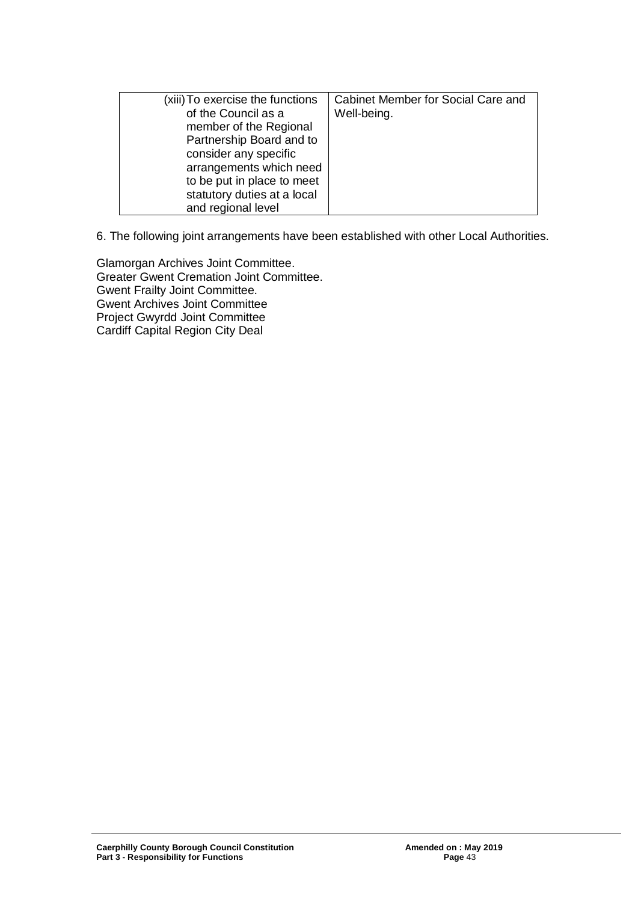| | |
|---|---|
| (xiii) To exercise the functions of the Council as a member of the Regional Partnership Board and to consider any specific arrangements which need to be put in place to meet statutory duties at a local and regional level | Cabinet Member for Social Care and Well-being. |

6. The following joint arrangements have been established with other Local Authorities.

Glamorgan Archives Joint Committee.
Greater Gwent Cremation Joint Committee.
Gwent Frailty Joint Committee.
Gwent Archives Joint Committee
Project Gwyrdd Joint Committee
Cardiff Capital Region City Deal